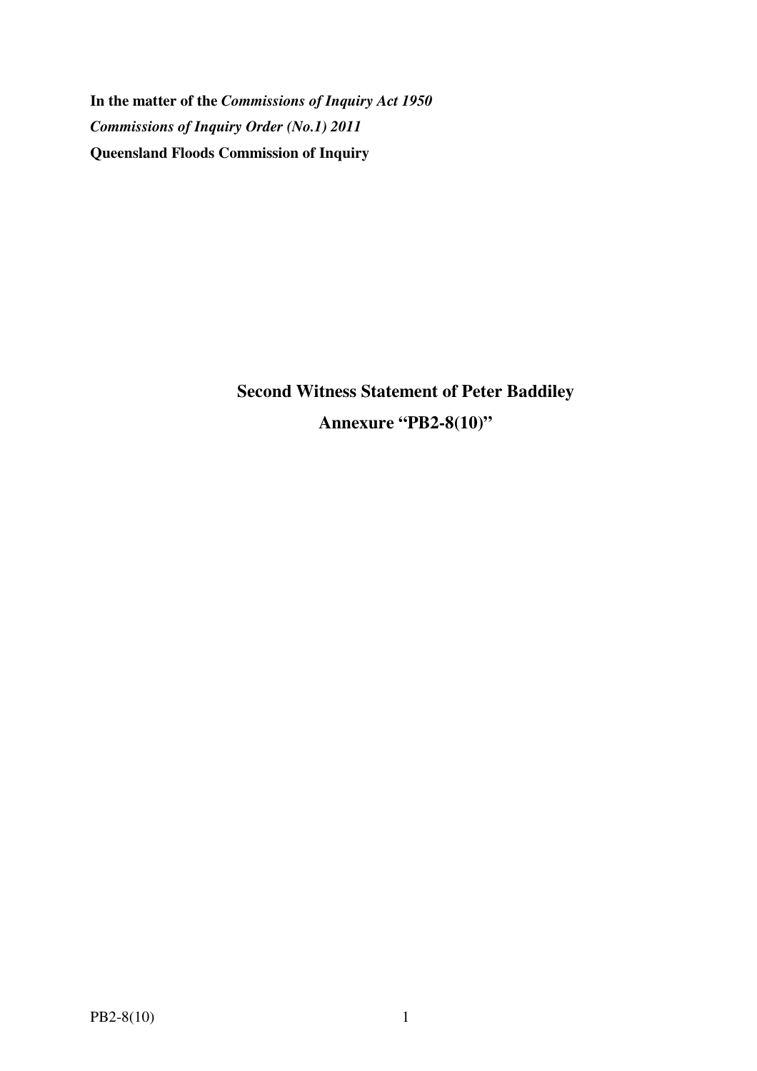**In the matter of the *Commissions of Inquiry Act 1950***

***Commissions of Inquiry Order (No.1) 2011***

**Queensland Floods Commission of Inquiry**

**Second Witness Statement of Peter Baddiley**

**Annexure "PB2-8(10)"**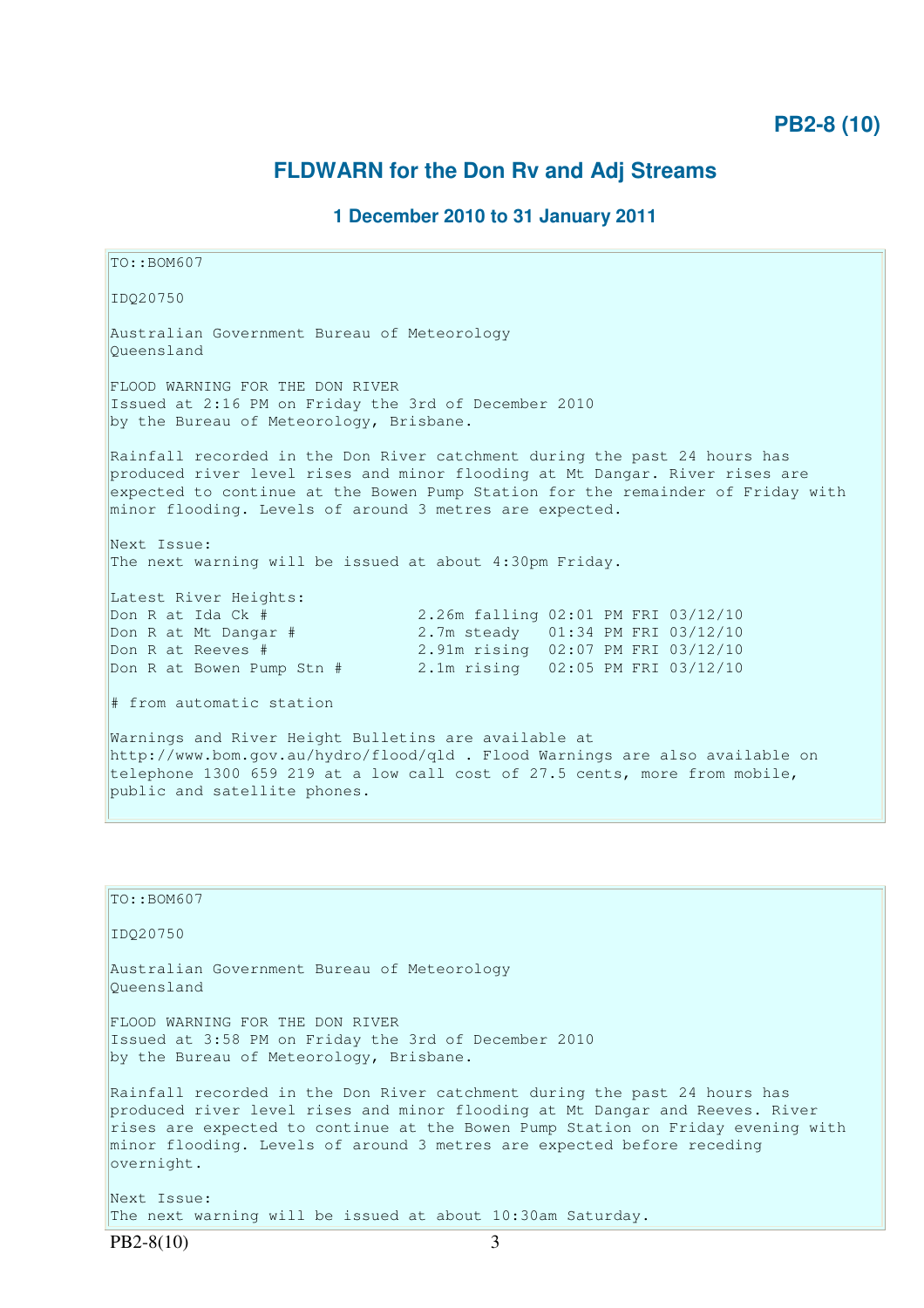# PB2-8 (10)

## FLDWARN for the Don Rv and Adj Streams

### 1 December 2010 to 31 January 2011

```
TO::BOM607

IDQ20750

Australian Government Bureau of Meteorology
Queensland

FLOOD WARNING FOR THE DON RIVER
Issued at 2:16 PM on Friday the 3rd of December 2010
by the Bureau of Meteorology, Brisbane.

Rainfall recorded in the Don River catchment during the past 24 hours has
produced river level rises and minor flooding at Mt Dangar. River rises are
expected to continue at the Bowen Pump Station for the remainder of Friday with
minor flooding. Levels of around 3 metres are expected.

Next Issue:
The next warning will be issued at about 4:30pm Friday.

Latest River Heights:
Don R at Ida Ck #                2.26m falling 02:01 PM FRI 03/12/10
Don R at Mt Dangar #             2.7m steady   01:34 PM FRI 03/12/10
Don R at Reeves #                2.91m rising  02:07 PM FRI 03/12/10
Don R at Bowen Pump Stn #        2.1m rising   02:05 PM FRI 03/12/10

# from automatic station

Warnings and River Height Bulletins are available at
http://www.bom.gov.au/hydro/flood/qld . Flood Warnings are also available on
telephone 1300 659 219 at a low call cost of 27.5 cents, more from mobile,
public and satellite phones.
```

```
TO::BOM607

IDQ20750

Australian Government Bureau of Meteorology
Queensland

FLOOD WARNING FOR THE DON RIVER
Issued at 3:58 PM on Friday the 3rd of December 2010
by the Bureau of Meteorology, Brisbane.

Rainfall recorded in the Don River catchment during the past 24 hours has
produced river level rises and minor flooding at Mt Dangar and Reeves. River
rises are expected to continue at the Bowen Pump Station on Friday evening with
minor flooding. Levels of around 3 metres are expected before receding
overnight.

Next Issue:
The next warning will be issued at about 10:30am Saturday.
```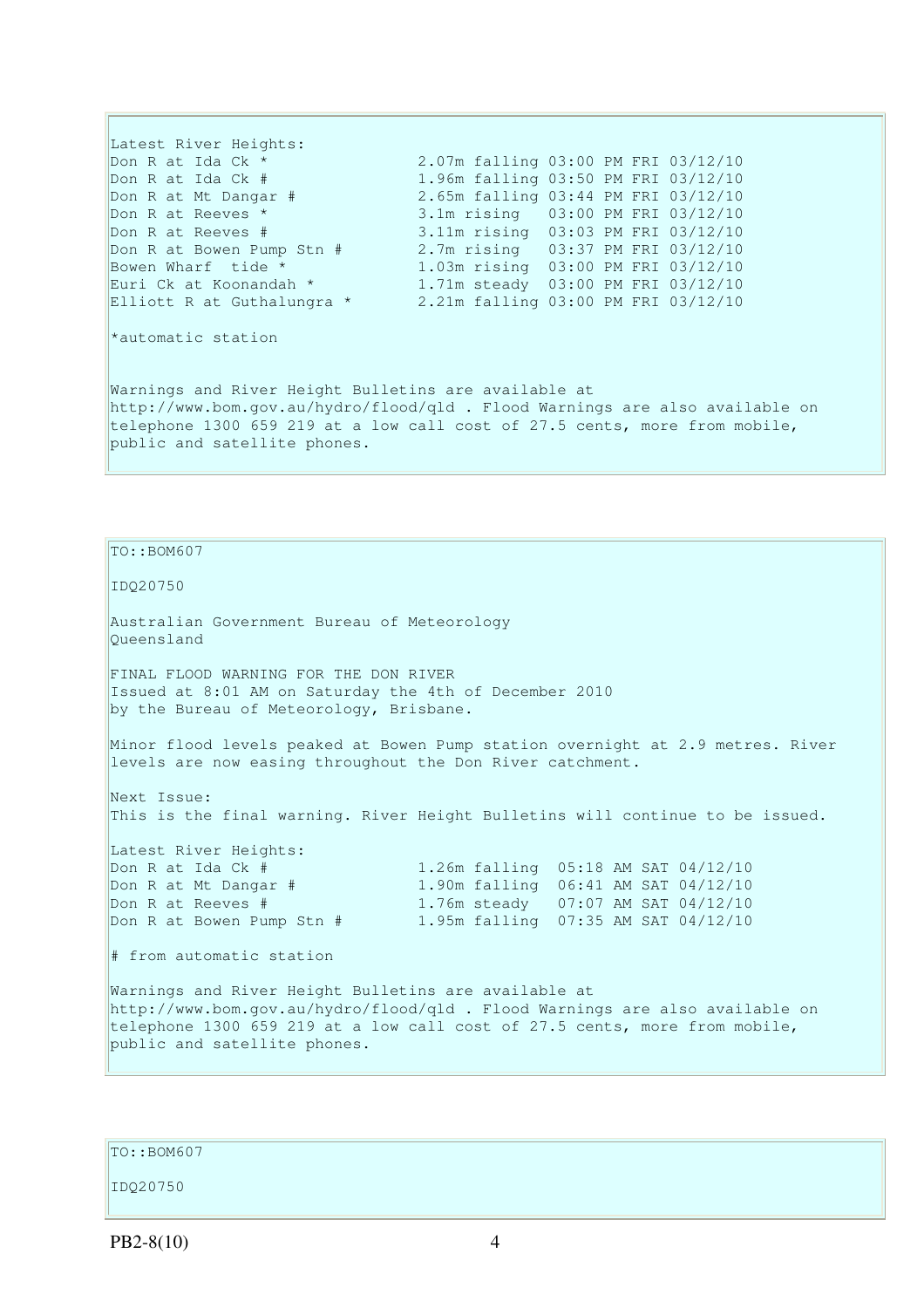Latest River Heights:

| | |
|---|---|
| Don R at Ida Ck * | 2.07m falling 03:00 PM FRI 03/12/10 |
| Don R at Ida Ck # | 1.96m falling 03:50 PM FRI 03/12/10 |
| Don R at Mt Dangar # | 2.65m falling 03:44 PM FRI 03/12/10 |
| Don R at Reeves * | 3.1m rising 03:00 PM FRI 03/12/10 |
| Don R at Reeves # | 3.11m rising 03:03 PM FRI 03/12/10 |
| Don R at Bowen Pump Stn # | 2.7m rising 03:37 PM FRI 03/12/10 |
| Bowen Wharf tide * | 1.03m rising 03:00 PM FRI 03/12/10 |
| Euri Ck at Koonandah * | 1.71m steady 03:00 PM FRI 03/12/10 |
| Elliott R at Guthalungra * | 2.21m falling 03:00 PM FRI 03/12/10 |

*automatic station

Warnings and River Height Bulletins are available at http://www.bom.gov.au/hydro/flood/qld . Flood Warnings are also available on telephone 1300 659 219 at a low call cost of 27.5 cents, more from mobile, public and satellite phones.

---

TO::BOM607

IDQ20750

Australian Government Bureau of Meteorology
Queensland

FINAL FLOOD WARNING FOR THE DON RIVER
Issued at 8:01 AM on Saturday the 4th of December 2010
by the Bureau of Meteorology, Brisbane.

Minor flood levels peaked at Bowen Pump station overnight at 2.9 metres. River levels are now easing throughout the Don River catchment.

Next Issue:
This is the final warning. River Height Bulletins will continue to be issued.

Latest River Heights:

| | |
|---|---|
| Don R at Ida Ck # | 1.26m falling 05:18 AM SAT 04/12/10 |
| Don R at Mt Dangar # | 1.90m falling 06:41 AM SAT 04/12/10 |
| Don R at Reeves # | 1.76m steady 07:07 AM SAT 04/12/10 |
| Don R at Bowen Pump Stn # | 1.95m falling 07:35 AM SAT 04/12/10 |

# from automatic station

Warnings and River Height Bulletins are available at http://www.bom.gov.au/hydro/flood/qld . Flood Warnings are also available on telephone 1300 659 219 at a low call cost of 27.5 cents, more from mobile, public and satellite phones.

---

TO::BOM607

IDQ20750

PB2-8(10)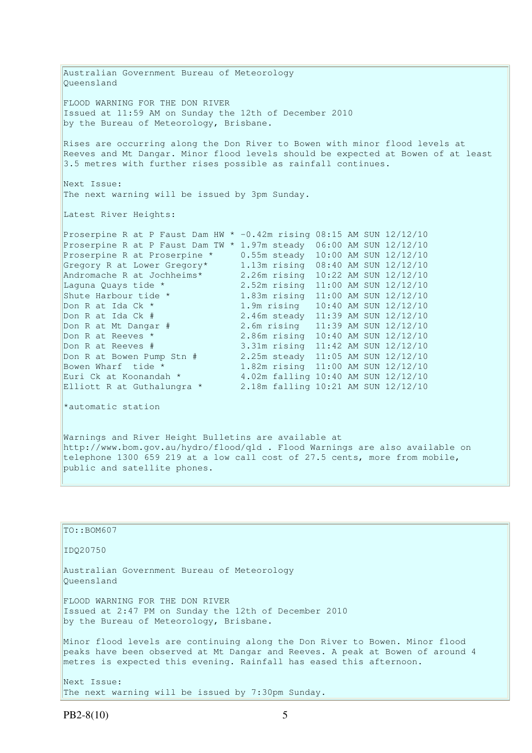Australian Government Bureau of Meteorology
Queensland

FLOOD WARNING FOR THE DON RIVER
Issued at 11:59 AM on Sunday the 12th of December 2010
by the Bureau of Meteorology, Brisbane.

Rises are occurring along the Don River to Bowen with minor flood levels at Reeves and Mt Dangar. Minor flood levels should be expected at Bowen of at least 3.5 metres with further rises possible as rainfall continues.

Next Issue:
The next warning will be issued by 3pm Sunday.

Latest River Heights:

```
Proserpine R at P Faust Dam HW * -0.42m rising 08:15 AM SUN 12/12/10
Proserpine R at P Faust Dam TW * 1.97m steady  06:00 AM SUN 12/12/10
Proserpine R at Proserpine *     0.55m steady  10:00 AM SUN 12/12/10
Gregory R at Lower Gregory*      1.13m rising  08:40 AM SUN 12/12/10
Andromache R at Jochheims*       2.26m rising  10:22 AM SUN 12/12/10
Laguna Quays tide *              2.52m rising  11:00 AM SUN 12/12/10
Shute Harbour tide *             1.83m rising  11:00 AM SUN 12/12/10
Don R at Ida Ck *                1.9m rising   10:40 AM SUN 12/12/10
Don R at Ida Ck #                2.46m steady  11:39 AM SUN 12/12/10
Don R at Mt Dangar #             2.6m rising   11:39 AM SUN 12/12/10
Don R at Reeves *                2.86m rising  10:40 AM SUN 12/12/10
Don R at Reeves #                3.31m rising  11:42 AM SUN 12/12/10
Don R at Bowen Pump Stn #        2.25m steady  11:05 AM SUN 12/12/10
Bowen Wharf  tide *              1.82m rising  11:00 AM SUN 12/12/10
Euri Ck at Koonandah *           4.02m falling 10:40 AM SUN 12/12/10
Elliott R at Guthalungra *       2.18m falling 10:21 AM SUN 12/12/10
```

*automatic station

Warnings and River Height Bulletins are available at http://www.bom.gov.au/hydro/flood/qld . Flood Warnings are also available on telephone 1300 659 219 at a low call cost of 27.5 cents, more from mobile, public and satellite phones.

TO::BOM607

IDQ20750

Australian Government Bureau of Meteorology
Queensland

FLOOD WARNING FOR THE DON RIVER
Issued at 2:47 PM on Sunday the 12th of December 2010
by the Bureau of Meteorology, Brisbane.

Minor flood levels are continuing along the Don River to Bowen. Minor flood peaks have been observed at Mt Dangar and Reeves. A peak at Bowen of around 4 metres is expected this evening. Rainfall has eased this afternoon.

Next Issue:
The next warning will be issued by 7:30pm Sunday.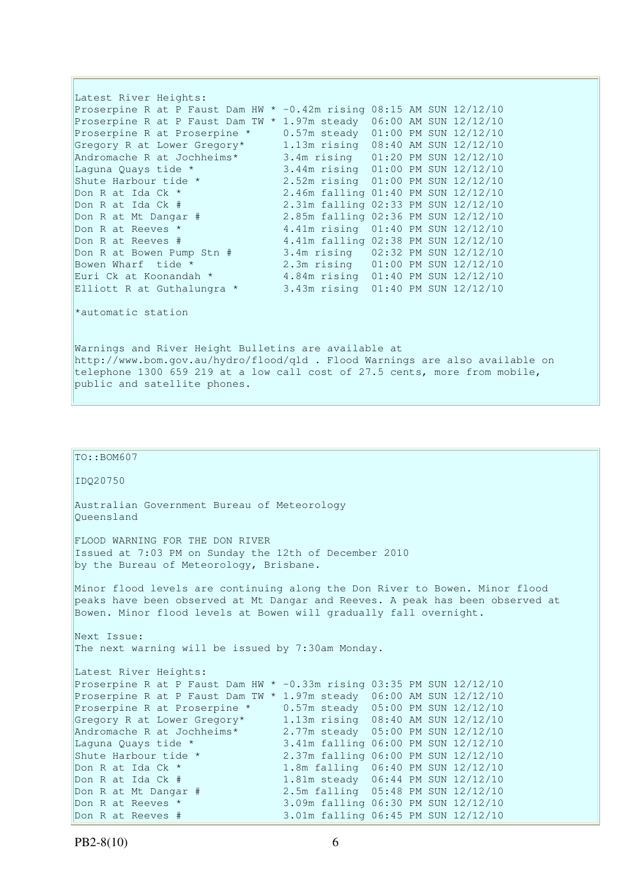Latest River Heights:

```
Proserpine R at P Faust Dam HW * -0.42m rising 08:15 AM SUN 12/12/10
Proserpine R at P Faust Dam TW * 1.97m steady  06:00 AM SUN 12/12/10
Proserpine R at Proserpine *     0.57m steady  01:00 PM SUN 12/12/10
Gregory R at Lower Gregory*      1.13m rising  08:40 AM SUN 12/12/10
Andromache R at Jochheims*       3.4m rising   01:20 PM SUN 12/12/10
Laguna Quays tide *              3.44m rising  01:00 PM SUN 12/12/10
Shute Harbour tide *             2.52m rising  01:00 PM SUN 12/12/10
Don R at Ida Ck *                2.46m falling 01:40 PM SUN 12/12/10
Don R at Ida Ck #                2.31m falling 02:33 PM SUN 12/12/10
Don R at Mt Dangar #             2.85m falling 02:36 PM SUN 12/12/10
Don R at Reeves *                4.41m rising  01:40 PM SUN 12/12/10
Don R at Reeves #                4.41m falling 02:38 PM SUN 12/12/10
Don R at Bowen Pump Stn #        3.4m rising   02:32 PM SUN 12/12/10
Bowen Wharf  tide *              2.3m rising   01:00 PM SUN 12/12/10
Euri Ck at Koonandah *           4.84m rising  01:40 PM SUN 12/12/10
Elliott R at Guthalungra *       3.43m rising  01:40 PM SUN 12/12/10
```

*automatic station

Warnings and River Height Bulletins are available at http://www.bom.gov.au/hydro/flood/qld . Flood Warnings are also available on telephone 1300 659 219 at a low call cost of 27.5 cents, more from mobile, public and satellite phones.

TO::BOM607

IDQ20750

Australian Government Bureau of Meteorology
Queensland

FLOOD WARNING FOR THE DON RIVER
Issued at 7:03 PM on Sunday the 12th of December 2010
by the Bureau of Meteorology, Brisbane.

Minor flood levels are continuing along the Don River to Bowen. Minor flood peaks have been observed at Mt Dangar and Reeves. A peak has been observed at Bowen. Minor flood levels at Bowen will gradually fall overnight.

Next Issue:
The next warning will be issued by 7:30am Monday.

Latest River Heights:

```
Proserpine R at P Faust Dam HW * -0.33m rising 03:35 PM SUN 12/12/10
Proserpine R at P Faust Dam TW * 1.97m steady  06:00 AM SUN 12/12/10
Proserpine R at Proserpine *     0.57m steady  05:00 PM SUN 12/12/10
Gregory R at Lower Gregory*      1.13m rising  08:40 AM SUN 12/12/10
Andromache R at Jochheims*       2.77m steady  05:00 PM SUN 12/12/10
Laguna Quays tide *              3.41m falling 06:00 PM SUN 12/12/10
Shute Harbour tide *             2.37m falling 06:00 PM SUN 12/12/10
Don R at Ida Ck *                1.8m falling  06:40 PM SUN 12/12/10
Don R at Ida Ck #                1.81m steady  06:44 PM SUN 12/12/10
Don R at Mt Dangar #             2.5m falling  05:48 PM SUN 12/12/10
Don R at Reeves *                3.09m falling 06:30 PM SUN 12/12/10
Don R at Reeves #                3.01m falling 06:45 PM SUN 12/12/10
```

PB2-8(10)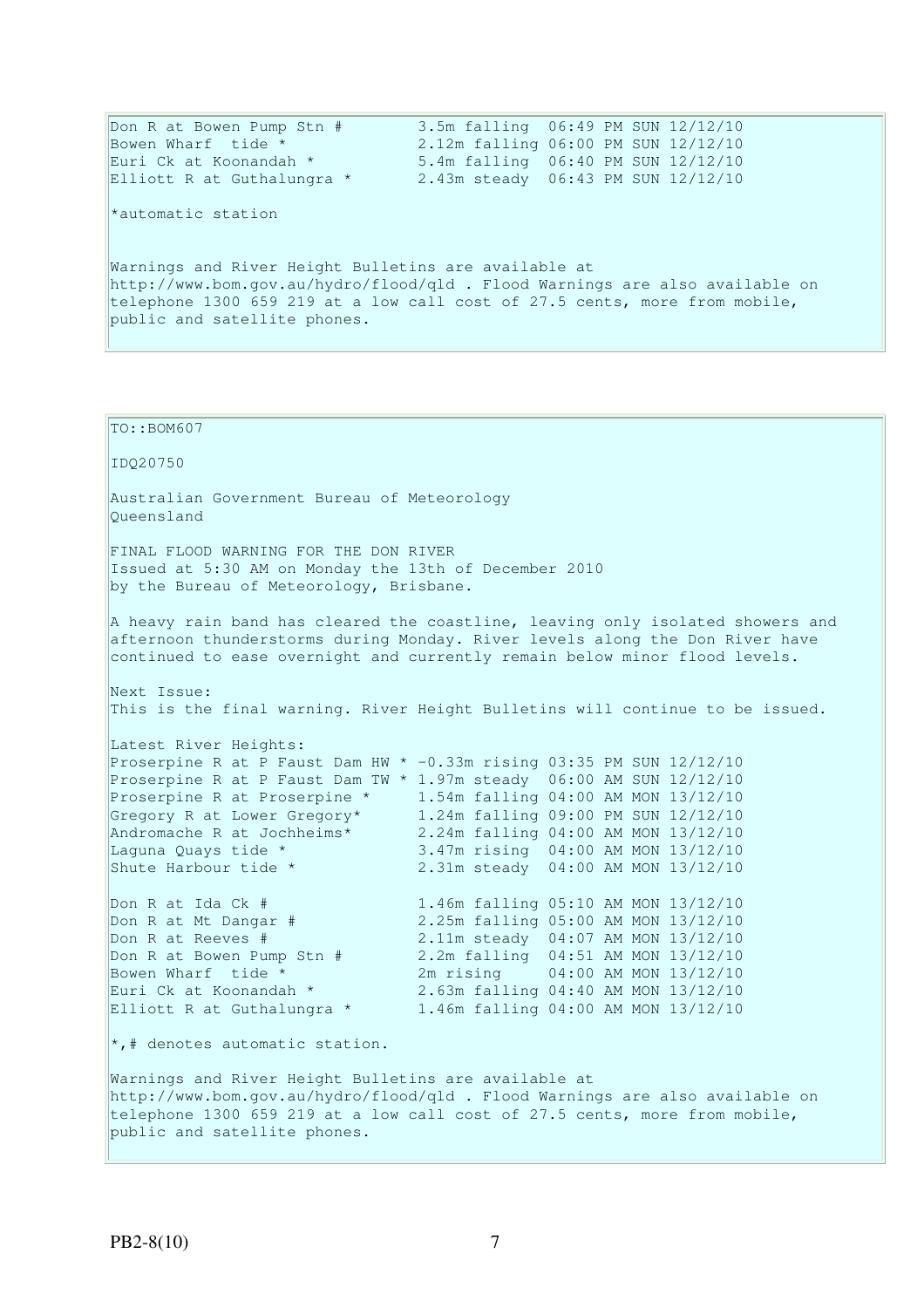```
Don R at Bowen Pump Stn #        3.5m falling  06:49 PM SUN 12/12/10
Bowen Wharf  tide *              2.12m falling 06:00 PM SUN 12/12/10
Euri Ck at Koonandah *           5.4m falling  06:40 PM SUN 12/12/10
Elliott R at Guthalungra *       2.43m steady  06:43 PM SUN 12/12/10
```

*automatic station

Warnings and River Height Bulletins are available at http://www.bom.gov.au/hydro/flood/qld . Flood Warnings are also available on telephone 1300 659 219 at a low call cost of 27.5 cents, more from mobile, public and satellite phones.

---

TO::BOM607

IDQ20750

Australian Government Bureau of Meteorology
Queensland

FINAL FLOOD WARNING FOR THE DON RIVER
Issued at 5:30 AM on Monday the 13th of December 2010
by the Bureau of Meteorology, Brisbane.

A heavy rain band has cleared the coastline, leaving only isolated showers and afternoon thunderstorms during Monday. River levels along the Don River have continued to ease overnight and currently remain below minor flood levels.

Next Issue:
This is the final warning. River Height Bulletins will continue to be issued.

Latest River Heights:

```
Proserpine R at P Faust Dam HW * -0.33m rising 03:35 PM SUN 12/12/10
Proserpine R at P Faust Dam TW * 1.97m steady  06:00 AM SUN 12/12/10
Proserpine R at Proserpine *     1.54m falling 04:00 AM MON 13/12/10
Gregory R at Lower Gregory*      1.24m falling 09:00 PM SUN 12/12/10
Andromache R at Jochheims*       2.24m falling 04:00 AM MON 13/12/10
Laguna Quays tide *              3.47m rising  04:00 AM MON 13/12/10
Shute Harbour tide *             2.31m steady  04:00 AM MON 13/12/10

Don R at Ida Ck #                1.46m falling 05:10 AM MON 13/12/10
Don R at Mt Dangar #             2.25m falling 05:00 AM MON 13/12/10
Don R at Reeves #                2.11m steady  04:07 AM MON 13/12/10
Don R at Bowen Pump Stn #        2.2m falling  04:51 AM MON 13/12/10
Bowen Wharf  tide *              2m rising     04:00 AM MON 13/12/10
Euri Ck at Koonandah *           2.63m falling 04:40 AM MON 13/12/10
Elliott R at Guthalungra *       1.46m falling 04:00 AM MON 13/12/10
```

*,# denotes automatic station.

Warnings and River Height Bulletins are available at http://www.bom.gov.au/hydro/flood/qld . Flood Warnings are also available on telephone 1300 659 219 at a low call cost of 27.5 cents, more from mobile, public and satellite phones.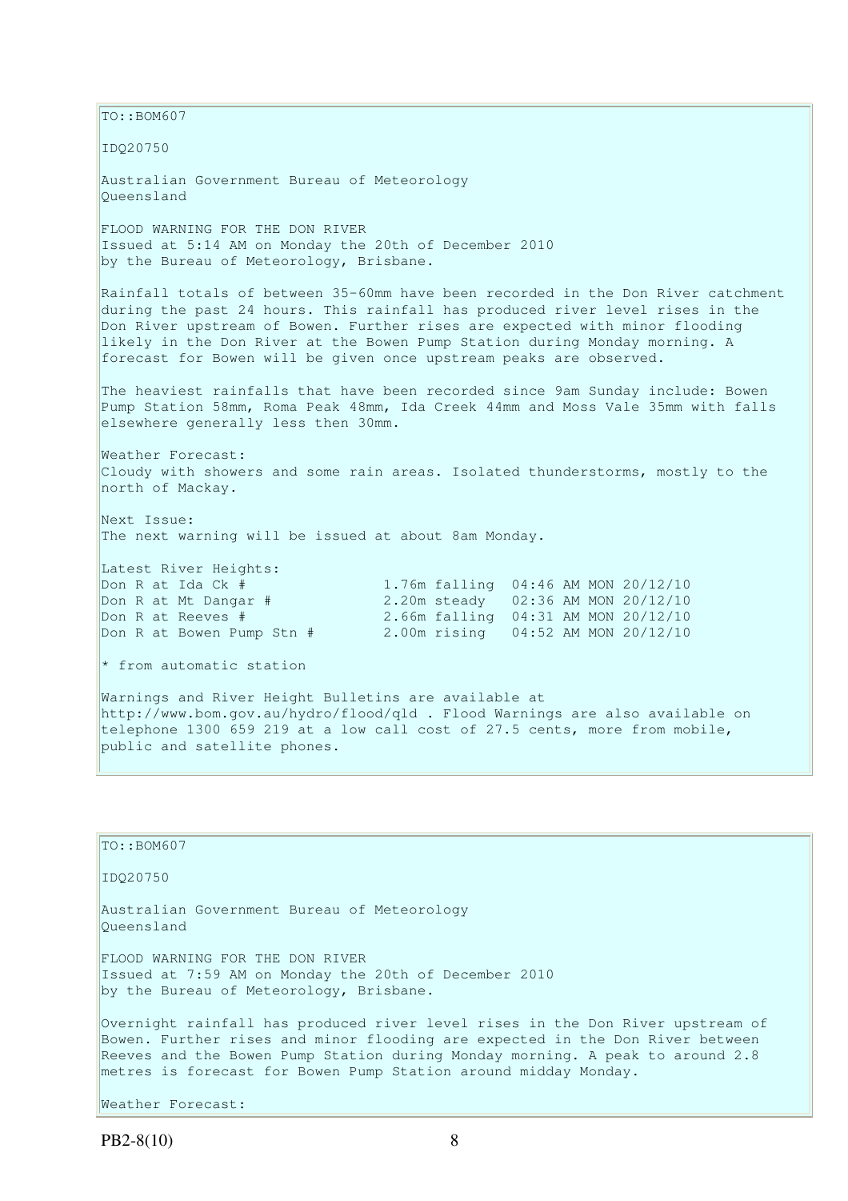TO::BOM607

IDQ20750

Australian Government Bureau of Meteorology
Queensland

FLOOD WARNING FOR THE DON RIVER
Issued at 5:14 AM on Monday the 20th of December 2010
by the Bureau of Meteorology, Brisbane.

Rainfall totals of between 35-60mm have been recorded in the Don River catchment during the past 24 hours. This rainfall has produced river level rises in the Don River upstream of Bowen. Further rises are expected with minor flooding likely in the Don River at the Bowen Pump Station during Monday morning. A forecast for Bowen will be given once upstream peaks are observed.

The heaviest rainfalls that have been recorded since 9am Sunday include: Bowen Pump Station 58mm, Roma Peak 48mm, Ida Creek 44mm and Moss Vale 35mm with falls elsewhere generally less then 30mm.

Weather Forecast:
Cloudy with showers and some rain areas. Isolated thunderstorms, mostly to the north of Mackay.

Next Issue:
The next warning will be issued at about 8am Monday.

Latest River Heights:

```
Don R at Ida Ck #                1.76m falling  04:46 AM MON 20/12/10
Don R at Mt Dangar #             2.20m steady   02:36 AM MON 20/12/10
Don R at Reeves #                2.66m falling  04:31 AM MON 20/12/10
Don R at Bowen Pump Stn #        2.00m rising   04:52 AM MON 20/12/10
```

* from automatic station

Warnings and River Height Bulletins are available at http://www.bom.gov.au/hydro/flood/qld . Flood Warnings are also available on telephone 1300 659 219 at a low call cost of 27.5 cents, more from mobile, public and satellite phones.

TO::BOM607

IDQ20750

Australian Government Bureau of Meteorology
Queensland

FLOOD WARNING FOR THE DON RIVER
Issued at 7:59 AM on Monday the 20th of December 2010
by the Bureau of Meteorology, Brisbane.

Overnight rainfall has produced river level rises in the Don River upstream of Bowen. Further rises and minor flooding are expected in the Don River between Reeves and the Bowen Pump Station during Monday morning. A peak to around 2.8 metres is forecast for Bowen Pump Station around midday Monday.

Weather Forecast: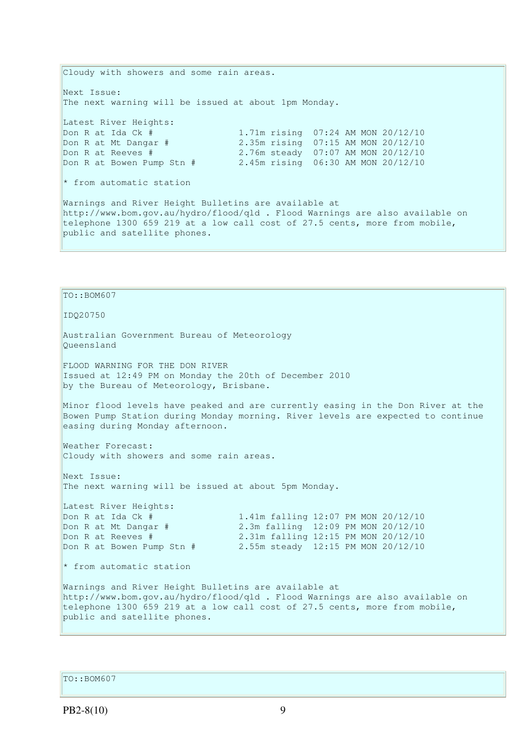Cloudy with showers and some rain areas.

Next Issue:
The next warning will be issued at about 1pm Monday.

Latest River Heights:

```
Don R at Ida Ck #                1.71m rising  07:24 AM MON 20/12/10
Don R at Mt Dangar #             2.35m rising  07:15 AM MON 20/12/10
Don R at Reeves #                2.76m steady  07:07 AM MON 20/12/10
Don R at Bowen Pump Stn #        2.45m rising  06:30 AM MON 20/12/10
```

* from automatic station

Warnings and River Height Bulletins are available at http://www.bom.gov.au/hydro/flood/qld . Flood Warnings are also available on telephone 1300 659 219 at a low call cost of 27.5 cents, more from mobile, public and satellite phones.

TO::BOM607

IDQ20750

Australian Government Bureau of Meteorology
Queensland

FLOOD WARNING FOR THE DON RIVER
Issued at 12:49 PM on Monday the 20th of December 2010
by the Bureau of Meteorology, Brisbane.

Minor flood levels have peaked and are currently easing in the Don River at the Bowen Pump Station during Monday morning. River levels are expected to continue easing during Monday afternoon.

Weather Forecast:
Cloudy with showers and some rain areas.

Next Issue:
The next warning will be issued at about 5pm Monday.

Latest River Heights:

```
Don R at Ida Ck #                1.41m falling 12:07 PM MON 20/12/10
Don R at Mt Dangar #             2.3m falling  12:09 PM MON 20/12/10
Don R at Reeves #                2.31m falling 12:15 PM MON 20/12/10
Don R at Bowen Pump Stn #        2.55m steady  12:15 PM MON 20/12/10
```

* from automatic station

Warnings and River Height Bulletins are available at http://www.bom.gov.au/hydro/flood/qld . Flood Warnings are also available on telephone 1300 659 219 at a low call cost of 27.5 cents, more from mobile, public and satellite phones.

TO::BOM607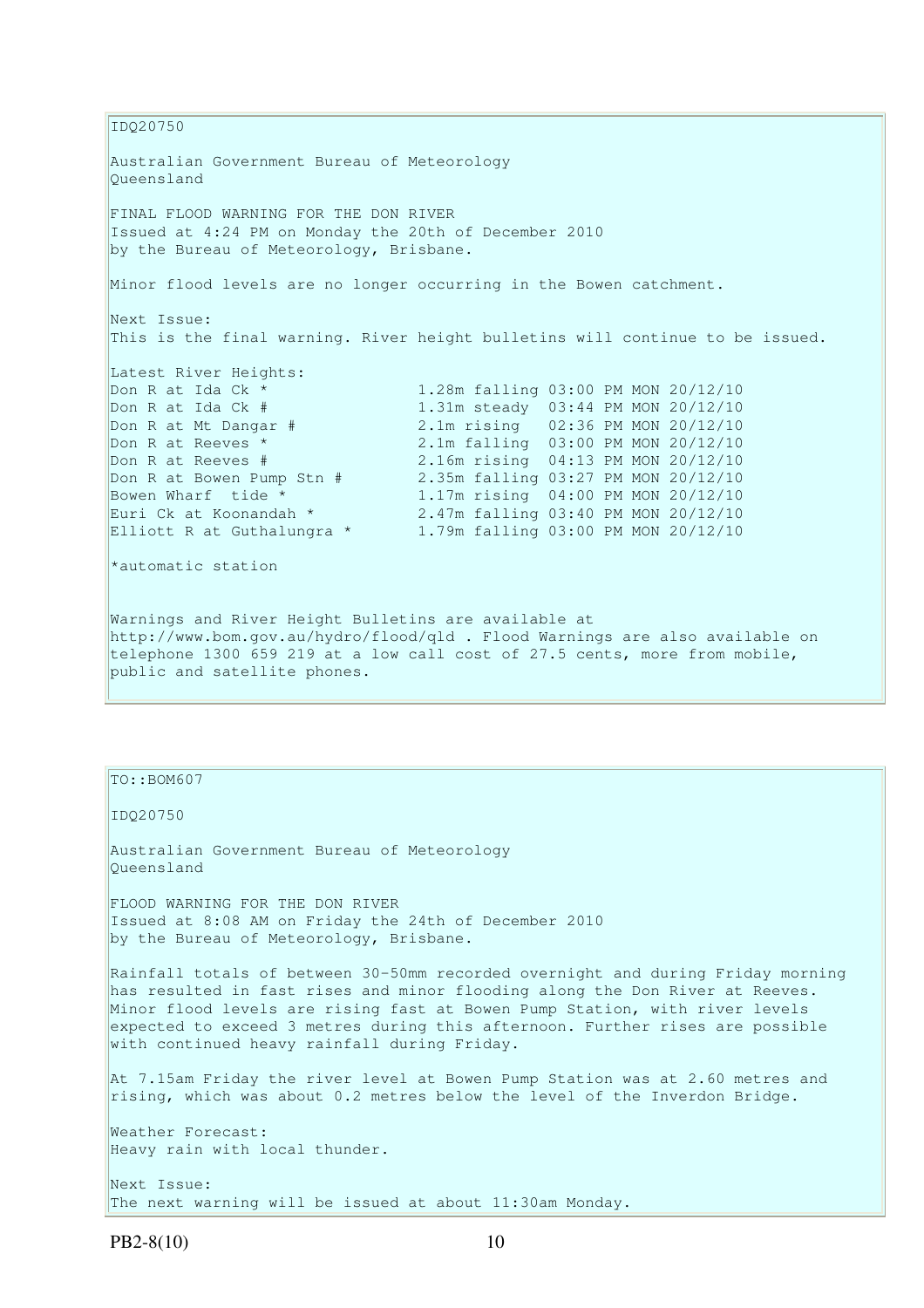IDQ20750

Australian Government Bureau of Meteorology
Queensland

FINAL FLOOD WARNING FOR THE DON RIVER
Issued at 4:24 PM on Monday the 20th of December 2010
by the Bureau of Meteorology, Brisbane.

Minor flood levels are no longer occurring in the Bowen catchment.

Next Issue:
This is the final warning. River height bulletins will continue to be issued.

Latest River Heights:

```
Don R at Ida Ck *                1.28m falling 03:00 PM MON 20/12/10
Don R at Ida Ck #                1.31m steady  03:44 PM MON 20/12/10
Don R at Mt Dangar #             2.1m rising   02:36 PM MON 20/12/10
Don R at Reeves *                2.1m falling  03:00 PM MON 20/12/10
Don R at Reeves #                2.16m rising  04:13 PM MON 20/12/10
Don R at Bowen Pump Stn #        2.35m falling 03:27 PM MON 20/12/10
Bowen Wharf  tide *              1.17m rising  04:00 PM MON 20/12/10
Euri Ck at Koonandah *           2.47m falling 03:40 PM MON 20/12/10
Elliott R at Guthalungra *       1.79m falling 03:00 PM MON 20/12/10
```

*automatic station

Warnings and River Height Bulletins are available at
http://www.bom.gov.au/hydro/flood/qld . Flood Warnings are also available on
telephone 1300 659 219 at a low call cost of 27.5 cents, more from mobile,
public and satellite phones.

---

TO::BOM607

IDQ20750

Australian Government Bureau of Meteorology
Queensland

FLOOD WARNING FOR THE DON RIVER
Issued at 8:08 AM on Friday the 24th of December 2010
by the Bureau of Meteorology, Brisbane.

Rainfall totals of between 30-50mm recorded overnight and during Friday morning
has resulted in fast rises and minor flooding along the Don River at Reeves.
Minor flood levels are rising fast at Bowen Pump Station, with river levels
expected to exceed 3 metres during this afternoon. Further rises are possible
with continued heavy rainfall during Friday.

At 7.15am Friday the river level at Bowen Pump Station was at 2.60 metres and
rising, which was about 0.2 metres below the level of the Inverdon Bridge.

Weather Forecast:
Heavy rain with local thunder.

Next Issue:
The next warning will be issued at about 11:30am Monday.

PB2-8(10)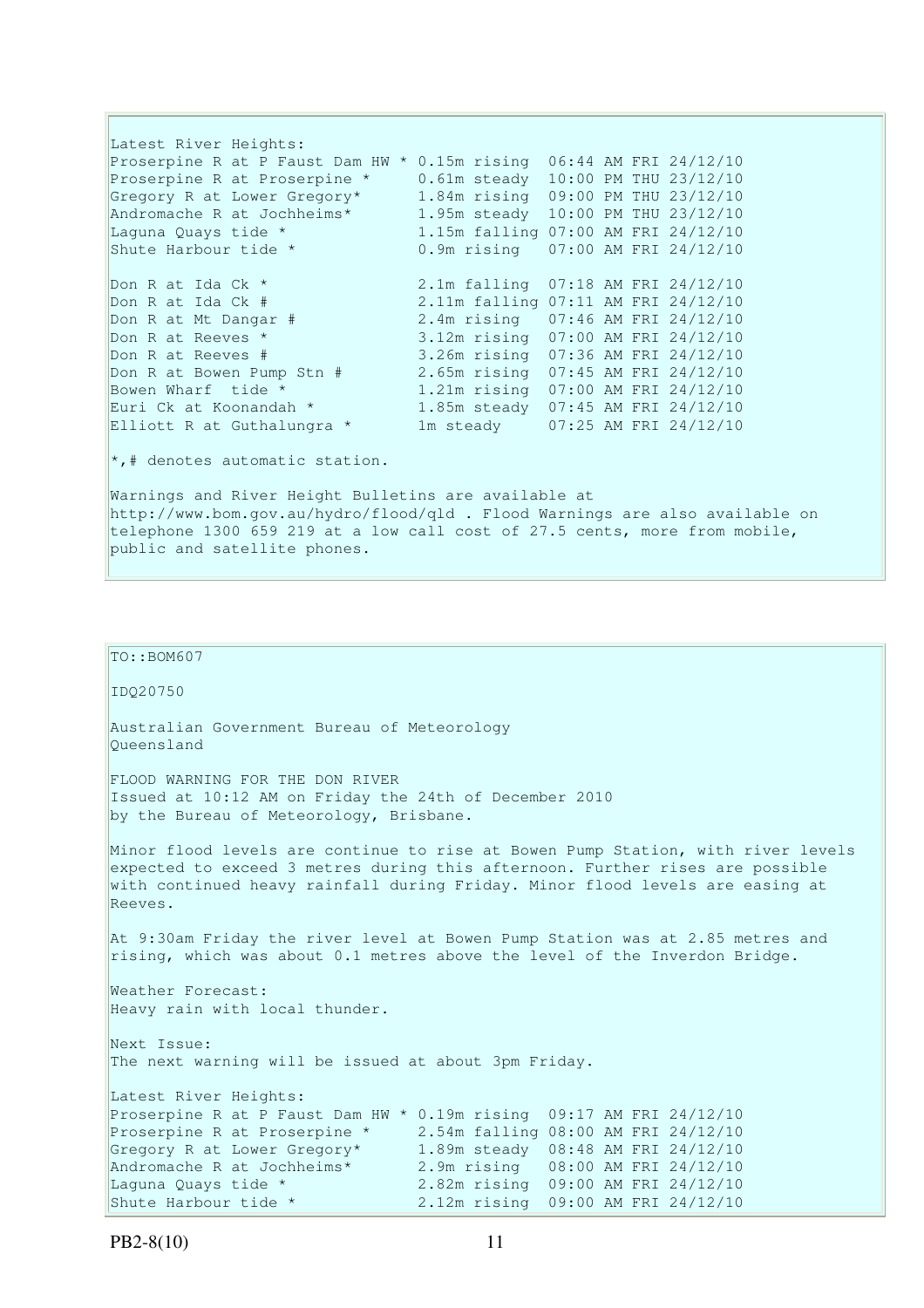Latest River Heights:

| Station | Height | Time |
|---|---|---|
| Proserpine R at P Faust Dam HW * | 0.15m rising | 06:44 AM FRI 24/12/10 |
| Proserpine R at Proserpine * | 0.61m steady | 10:00 PM THU 23/12/10 |
| Gregory R at Lower Gregory* | 1.84m rising | 09:00 PM THU 23/12/10 |
| Andromache R at Jochheims* | 1.95m steady | 10:00 PM THU 23/12/10 |
| Laguna Quays tide * | 1.15m falling | 07:00 AM FRI 24/12/10 |
| Shute Harbour tide * | 0.9m rising | 07:00 AM FRI 24/12/10 |
| Don R at Ida Ck * | 2.1m falling | 07:18 AM FRI 24/12/10 |
| Don R at Ida Ck # | 2.11m falling | 07:11 AM FRI 24/12/10 |
| Don R at Mt Dangar # | 2.4m rising | 07:46 AM FRI 24/12/10 |
| Don R at Reeves * | 3.12m rising | 07:00 AM FRI 24/12/10 |
| Don R at Reeves # | 3.26m rising | 07:36 AM FRI 24/12/10 |
| Don R at Bowen Pump Stn # | 2.65m rising | 07:45 AM FRI 24/12/10 |
| Bowen Wharf tide * | 1.21m rising | 07:00 AM FRI 24/12/10 |
| Euri Ck at Koonandah * | 1.85m steady | 07:45 AM FRI 24/12/10 |
| Elliott R at Guthalungra * | 1m steady | 07:25 AM FRI 24/12/10 |

*,# denotes automatic station.

Warnings and River Height Bulletins are available at http://www.bom.gov.au/hydro/flood/qld . Flood Warnings are also available on telephone 1300 659 219 at a low call cost of 27.5 cents, more from mobile, public and satellite phones.

---

TO::BOM607

IDQ20750

Australian Government Bureau of Meteorology
Queensland

FLOOD WARNING FOR THE DON RIVER
Issued at 10:12 AM on Friday the 24th of December 2010
by the Bureau of Meteorology, Brisbane.

Minor flood levels are continue to rise at Bowen Pump Station, with river levels expected to exceed 3 metres during this afternoon. Further rises are possible with continued heavy rainfall during Friday. Minor flood levels are easing at Reeves.

At 9:30am Friday the river level at Bowen Pump Station was at 2.85 metres and rising, which was about 0.1 metres above the level of the Inverdon Bridge.

Weather Forecast:
Heavy rain with local thunder.

Next Issue:
The next warning will be issued at about 3pm Friday.

Latest River Heights:

| Station | Height | Time |
|---|---|---|
| Proserpine R at P Faust Dam HW * | 0.19m rising | 09:17 AM FRI 24/12/10 |
| Proserpine R at Proserpine * | 2.54m falling | 08:00 AM FRI 24/12/10 |
| Gregory R at Lower Gregory* | 1.89m steady | 08:48 AM FRI 24/12/10 |
| Andromache R at Jochheims* | 2.9m rising | 08:00 AM FRI 24/12/10 |
| Laguna Quays tide * | 2.82m rising | 09:00 AM FRI 24/12/10 |
| Shute Harbour tide * | 2.12m rising | 09:00 AM FRI 24/12/10 |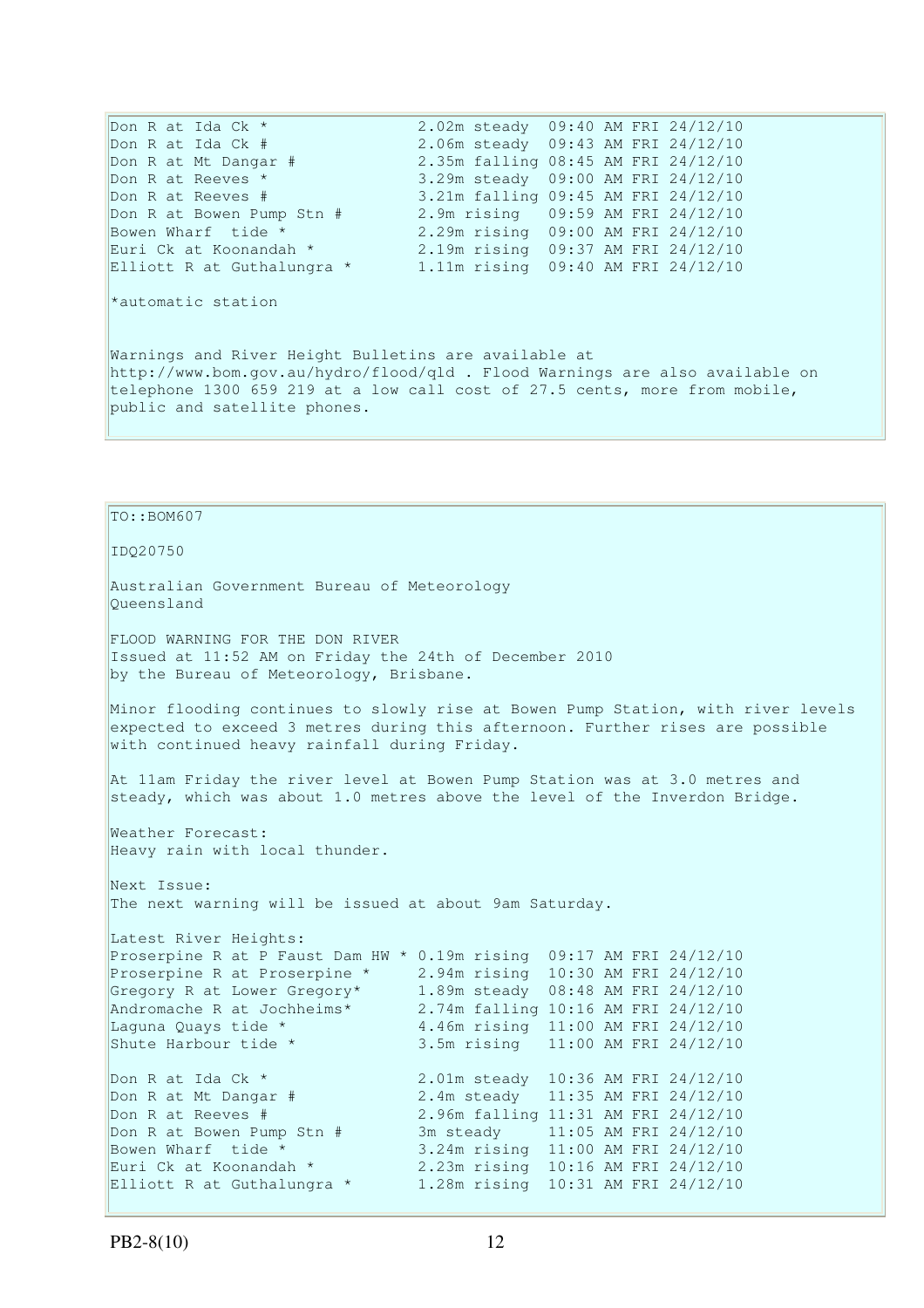```
Don R at Ida Ck *               2.02m steady  09:40 AM FRI 24/12/10
Don R at Ida Ck #               2.06m steady  09:43 AM FRI 24/12/10
Don R at Mt Dangar #            2.35m falling 08:45 AM FRI 24/12/10
Don R at Reeves *               3.29m steady  09:00 AM FRI 24/12/10
Don R at Reeves #               3.21m falling 09:45 AM FRI 24/12/10
Don R at Bowen Pump Stn #       2.9m rising   09:59 AM FRI 24/12/10
Bowen Wharf  tide *             2.29m rising  09:00 AM FRI 24/12/10
Euri Ck at Koonandah *          2.19m rising  09:37 AM FRI 24/12/10
Elliott R at Guthalungra *      1.11m rising  09:40 AM FRI 24/12/10
```

*automatic station

Warnings and River Height Bulletins are available at http://www.bom.gov.au/hydro/flood/qld . Flood Warnings are also available on telephone 1300 659 219 at a low call cost of 27.5 cents, more from mobile, public and satellite phones.

---

TO::BOM607

IDQ20750

Australian Government Bureau of Meteorology
Queensland

FLOOD WARNING FOR THE DON RIVER
Issued at 11:52 AM on Friday the 24th of December 2010
by the Bureau of Meteorology, Brisbane.

Minor flooding continues to slowly rise at Bowen Pump Station, with river levels expected to exceed 3 metres during this afternoon. Further rises are possible with continued heavy rainfall during Friday.

At 11am Friday the river level at Bowen Pump Station was at 3.0 metres and steady, which was about 1.0 metres above the level of the Inverdon Bridge.

Weather Forecast:
Heavy rain with local thunder.

Next Issue:
The next warning will be issued at about 9am Saturday.

Latest River Heights:

```
Proserpine R at P Faust Dam HW * 0.19m rising  09:17 AM FRI 24/12/10
Proserpine R at Proserpine *     2.94m rising  10:30 AM FRI 24/12/10
Gregory R at Lower Gregory*      1.89m steady  08:48 AM FRI 24/12/10
Andromache R at Jochheims*       2.74m falling 10:16 AM FRI 24/12/10
Laguna Quays tide *              4.46m rising  11:00 AM FRI 24/12/10
Shute Harbour tide *             3.5m rising   11:00 AM FRI 24/12/10

Don R at Ida Ck *               2.01m steady  10:36 AM FRI 24/12/10
Don R at Mt Dangar #            2.4m steady   11:35 AM FRI 24/12/10
Don R at Reeves #               2.96m falling 11:31 AM FRI 24/12/10
Don R at Bowen Pump Stn #       3m steady     11:05 AM FRI 24/12/10
Bowen Wharf  tide *             3.24m rising  11:00 AM FRI 24/12/10
Euri Ck at Koonandah *          2.23m rising  10:16 AM FRI 24/12/10
Elliott R at Guthalungra *      1.28m rising  10:31 AM FRI 24/12/10
```

PB2-8(10)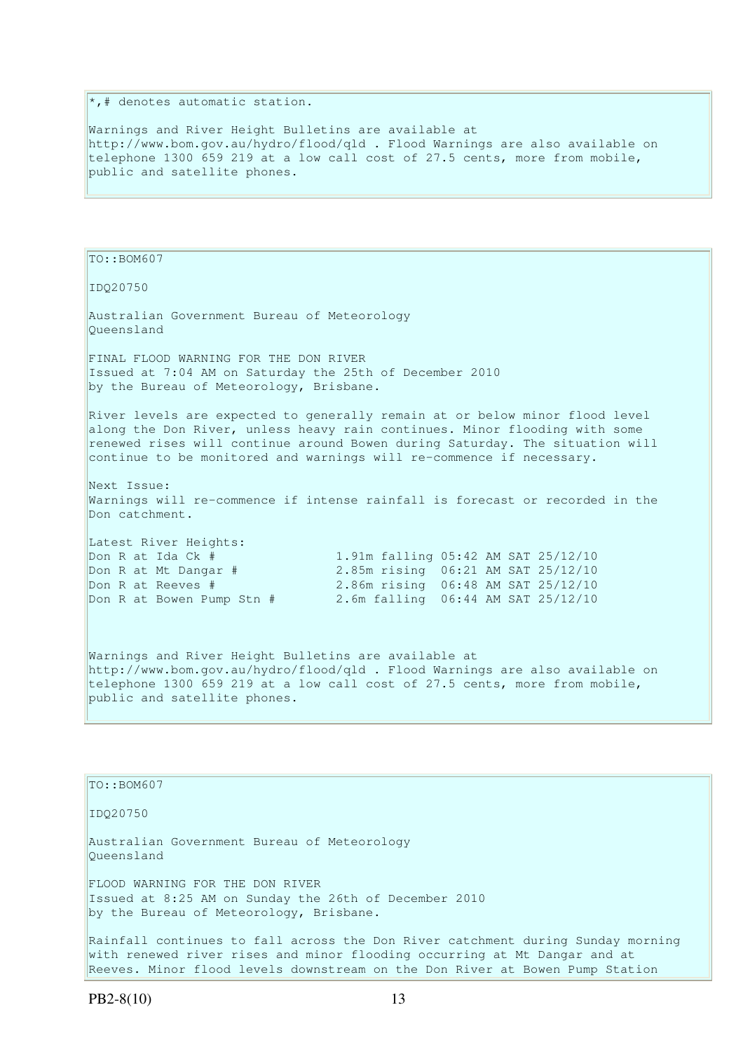*,# denotes automatic station.

Warnings and River Height Bulletins are available at http://www.bom.gov.au/hydro/flood/qld . Flood Warnings are also available on telephone 1300 659 219 at a low call cost of 27.5 cents, more from mobile, public and satellite phones.

TO::BOM607

IDQ20750

Australian Government Bureau of Meteorology
Queensland

FINAL FLOOD WARNING FOR THE DON RIVER
Issued at 7:04 AM on Saturday the 25th of December 2010
by the Bureau of Meteorology, Brisbane.

River levels are expected to generally remain at or below minor flood level along the Don River, unless heavy rain continues. Minor flooding with some renewed rises will continue around Bowen during Saturday. The situation will continue to be monitored and warnings will re-commence if necessary.

Next Issue:
Warnings will re-commence if intense rainfall is forecast or recorded in the Don catchment.

Latest River Heights:

```
Don R at Ida Ck #              1.91m falling 05:42 AM SAT 25/12/10
Don R at Mt Dangar #           2.85m rising  06:21 AM SAT 25/12/10
Don R at Reeves #              2.86m rising  06:48 AM SAT 25/12/10
Don R at Bowen Pump Stn #      2.6m falling  06:44 AM SAT 25/12/10
```

Warnings and River Height Bulletins are available at http://www.bom.gov.au/hydro/flood/qld . Flood Warnings are also available on telephone 1300 659 219 at a low call cost of 27.5 cents, more from mobile, public and satellite phones.

TO::BOM607

IDQ20750

Australian Government Bureau of Meteorology
Queensland

FLOOD WARNING FOR THE DON RIVER
Issued at 8:25 AM on Sunday the 26th of December 2010
by the Bureau of Meteorology, Brisbane.

Rainfall continues to fall across the Don River catchment during Sunday morning with renewed river rises and minor flooding occurring at Mt Dangar and at Reeves. Minor flood levels downstream on the Don River at Bowen Pump Station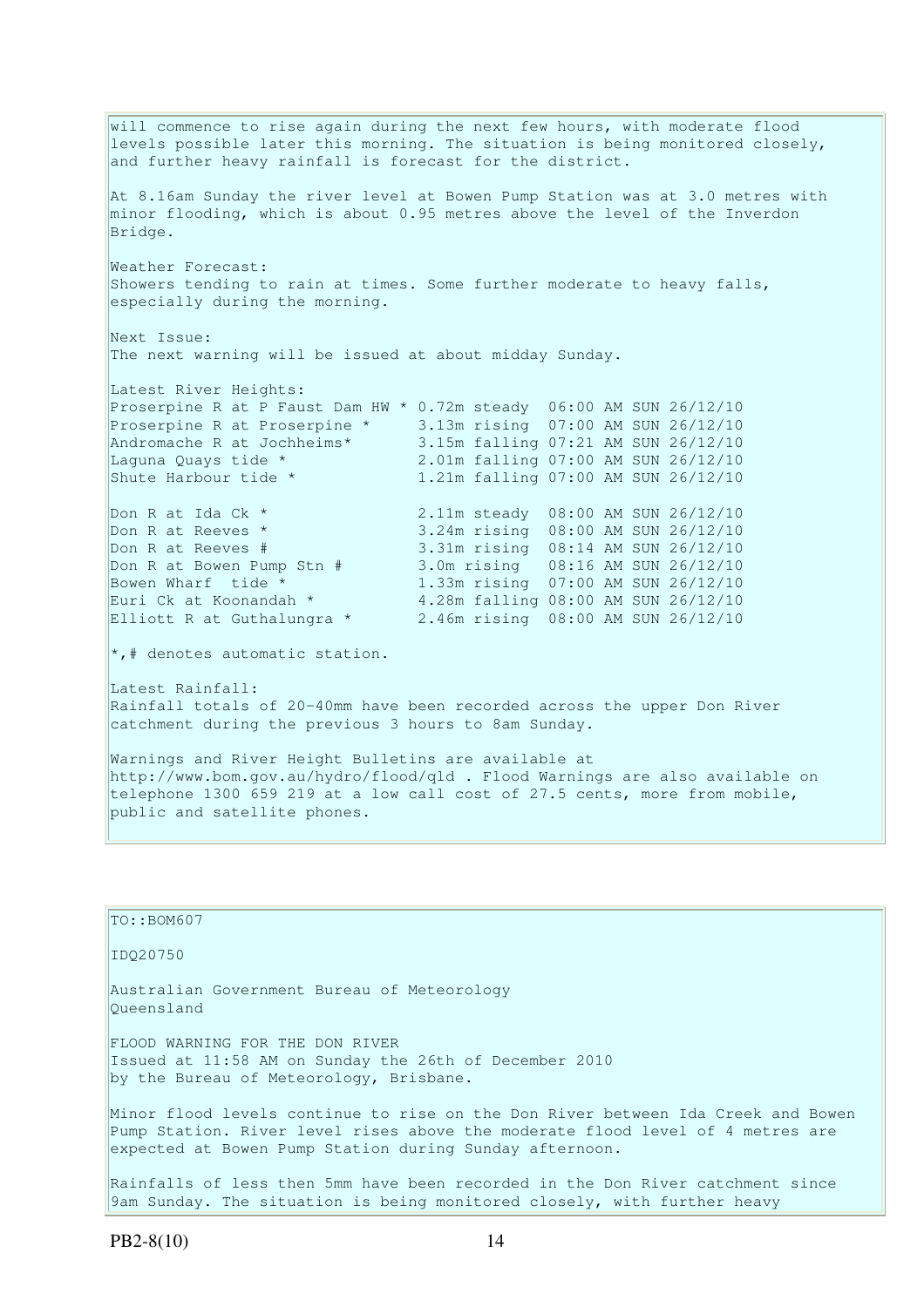will commence to rise again during the next few hours, with moderate flood levels possible later this morning. The situation is being monitored closely, and further heavy rainfall is forecast for the district.

At 8.16am Sunday the river level at Bowen Pump Station was at 3.0 metres with minor flooding, which is about 0.95 metres above the level of the Inverdon Bridge.

Weather Forecast:
Showers tending to rain at times. Some further moderate to heavy falls, especially during the morning.

Next Issue:
The next warning will be issued at about midday Sunday.

Latest River Heights:

```
Proserpine R at P Faust Dam HW * 0.72m steady  06:00 AM SUN 26/12/10
Proserpine R at Proserpine *     3.13m rising  07:00 AM SUN 26/12/10
Andromache R at Jochheims*       3.15m falling 07:21 AM SUN 26/12/10
Laguna Quays tide *              2.01m falling 07:00 AM SUN 26/12/10
Shute Harbour tide *             1.21m falling 07:00 AM SUN 26/12/10

Don R at Ida Ck *                2.11m steady  08:00 AM SUN 26/12/10
Don R at Reeves *                3.24m rising  08:00 AM SUN 26/12/10
Don R at Reeves #                3.31m rising  08:14 AM SUN 26/12/10
Don R at Bowen Pump Stn #        3.0m rising   08:16 AM SUN 26/12/10
Bowen Wharf  tide *              1.33m rising  07:00 AM SUN 26/12/10
Euri Ck at Koonandah *           4.28m falling 08:00 AM SUN 26/12/10
Elliott R at Guthalungra *       2.46m rising  08:00 AM SUN 26/12/10
```

*,# denotes automatic station.

Latest Rainfall:
Rainfall totals of 20-40mm have been recorded across the upper Don River catchment during the previous 3 hours to 8am Sunday.

Warnings and River Height Bulletins are available at http://www.bom.gov.au/hydro/flood/qld . Flood Warnings are also available on telephone 1300 659 219 at a low call cost of 27.5 cents, more from mobile, public and satellite phones.

---

TO::BOM607

IDQ20750

Australian Government Bureau of Meteorology
Queensland

FLOOD WARNING FOR THE DON RIVER
Issued at 11:58 AM on Sunday the 26th of December 2010
by the Bureau of Meteorology, Brisbane.

Minor flood levels continue to rise on the Don River between Ida Creek and Bowen Pump Station. River level rises above the moderate flood level of 4 metres are expected at Bowen Pump Station during Sunday afternoon.

Rainfalls of less then 5mm have been recorded in the Don River catchment since 9am Sunday. The situation is being monitored closely, with further heavy

PB2-8(10)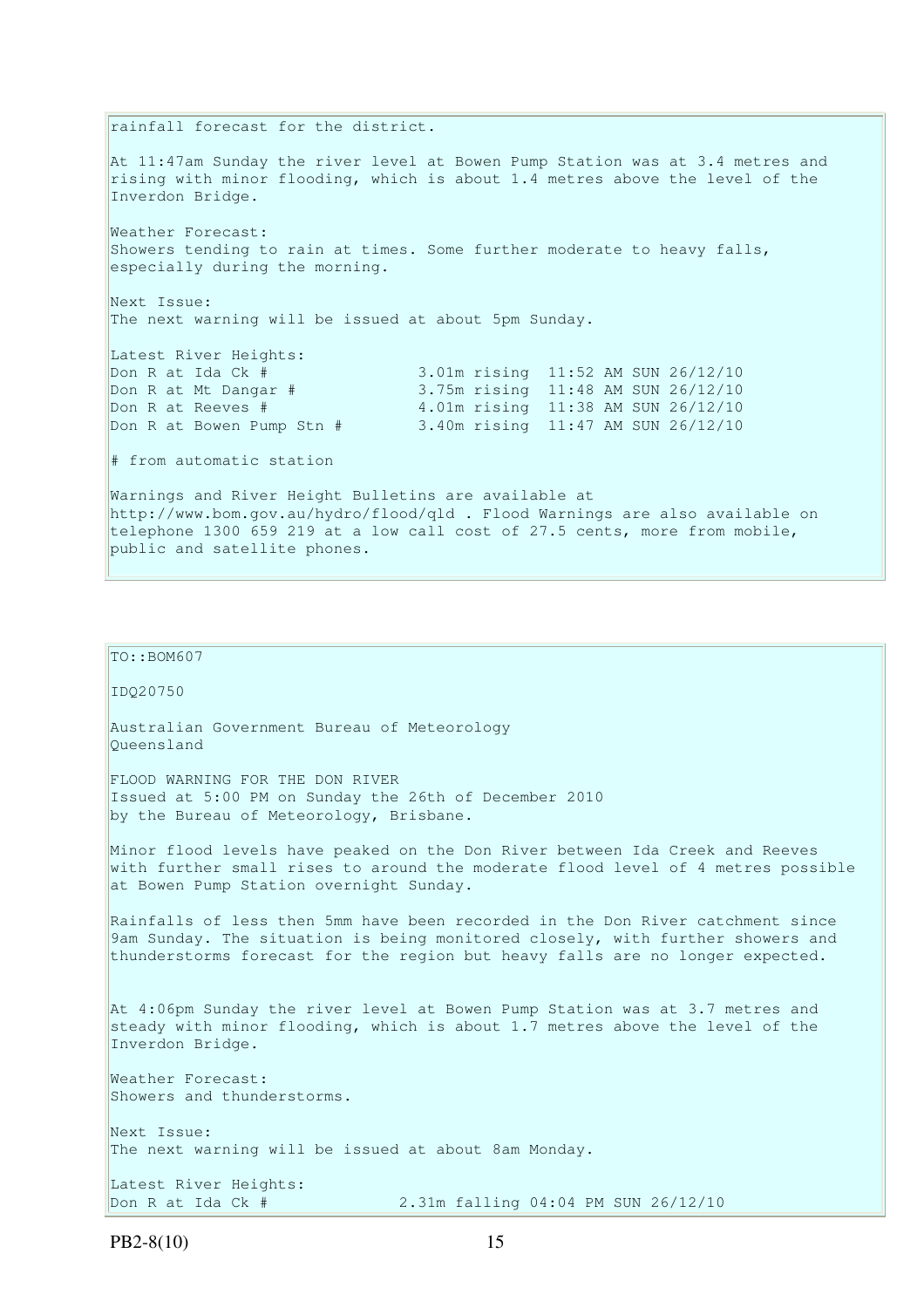rainfall forecast for the district.

At 11:47am Sunday the river level at Bowen Pump Station was at 3.4 metres and rising with minor flooding, which is about 1.4 metres above the level of the Inverdon Bridge.

Weather Forecast:
Showers tending to rain at times. Some further moderate to heavy falls, especially during the morning.

Next Issue:
The next warning will be issued at about 5pm Sunday.

Latest River Heights:

```
Don R at Ida Ck #               3.01m rising  11:52 AM SUN 26/12/10
Don R at Mt Dangar #            3.75m rising  11:48 AM SUN 26/12/10
Don R at Reeves #               4.01m rising  11:38 AM SUN 26/12/10
Don R at Bowen Pump Stn #       3.40m rising  11:47 AM SUN 26/12/10
```

# from automatic station

Warnings and River Height Bulletins are available at http://www.bom.gov.au/hydro/flood/qld . Flood Warnings are also available on telephone 1300 659 219 at a low call cost of 27.5 cents, more from mobile, public and satellite phones.

---

TO::BOM607

IDQ20750

Australian Government Bureau of Meteorology
Queensland

FLOOD WARNING FOR THE DON RIVER
Issued at 5:00 PM on Sunday the 26th of December 2010
by the Bureau of Meteorology, Brisbane.

Minor flood levels have peaked on the Don River between Ida Creek and Reeves with further small rises to around the moderate flood level of 4 metres possible at Bowen Pump Station overnight Sunday.

Rainfalls of less then 5mm have been recorded in the Don River catchment since 9am Sunday. The situation is being monitored closely, with further showers and thunderstorms forecast for the region but heavy falls are no longer expected.

At 4:06pm Sunday the river level at Bowen Pump Station was at 3.7 metres and steady with minor flooding, which is about 1.7 metres above the level of the Inverdon Bridge.

Weather Forecast:
Showers and thunderstorms.

Next Issue:
The next warning will be issued at about 8am Monday.

Latest River Heights:

```
Don R at Ida Ck #             2.31m falling 04:04 PM SUN 26/12/10
```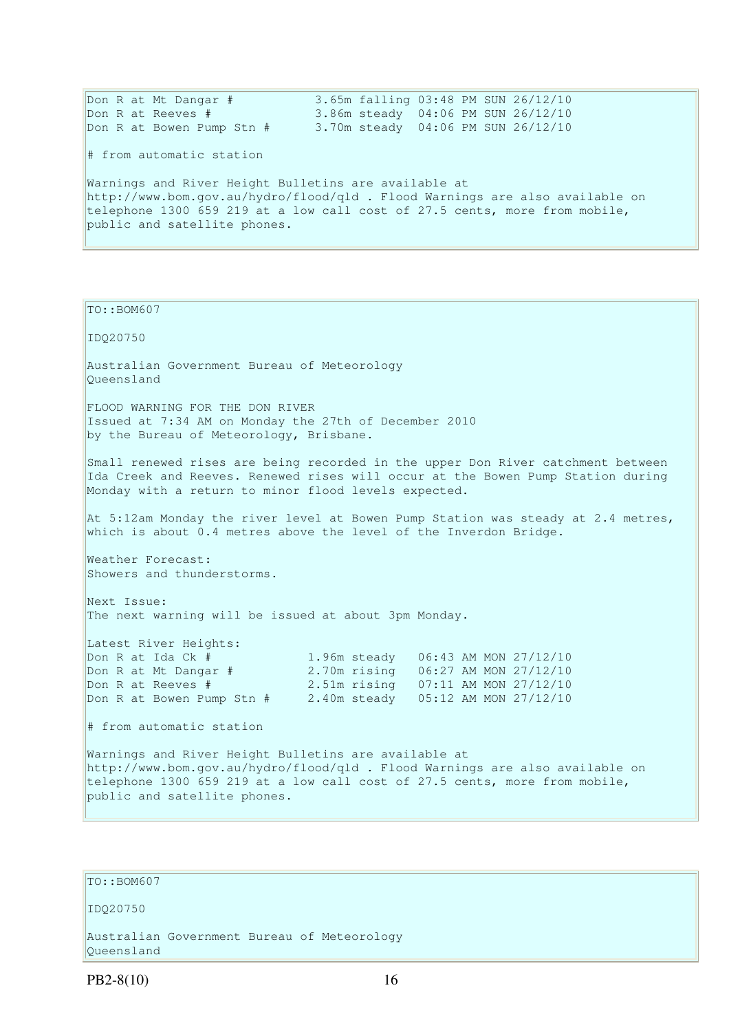```
Don R at Mt Dangar #           3.65m falling 03:48 PM SUN 26/12/10
Don R at Reeves #              3.86m steady  04:06 PM SUN 26/12/10
Don R at Bowen Pump Stn #      3.70m steady  04:06 PM SUN 26/12/10
```

# from automatic station

Warnings and River Height Bulletins are available at http://www.bom.gov.au/hydro/flood/qld . Flood Warnings are also available on telephone 1300 659 219 at a low call cost of 27.5 cents, more from mobile, public and satellite phones.

TO::BOM607

IDQ20750

Australian Government Bureau of Meteorology
Queensland

FLOOD WARNING FOR THE DON RIVER
Issued at 7:34 AM on Monday the 27th of December 2010
by the Bureau of Meteorology, Brisbane.

Small renewed rises are being recorded in the upper Don River catchment between Ida Creek and Reeves. Renewed rises will occur at the Bowen Pump Station during Monday with a return to minor flood levels expected.

At 5:12am Monday the river level at Bowen Pump Station was steady at 2.4 metres, which is about 0.4 metres above the level of the Inverdon Bridge.

Weather Forecast:
Showers and thunderstorms.

Next Issue:
The next warning will be issued at about 3pm Monday.

Latest River Heights:

```
Don R at Ida Ck #             1.96m steady   06:43 AM MON 27/12/10
Don R at Mt Dangar #          2.70m rising   06:27 AM MON 27/12/10
Don R at Reeves #             2.51m rising   07:11 AM MON 27/12/10
Don R at Bowen Pump Stn #     2.40m steady   05:12 AM MON 27/12/10
```

# from automatic station

Warnings and River Height Bulletins are available at http://www.bom.gov.au/hydro/flood/qld . Flood Warnings are also available on telephone 1300 659 219 at a low call cost of 27.5 cents, more from mobile, public and satellite phones.

TO::BOM607

IDQ20750

Australian Government Bureau of Meteorology
Queensland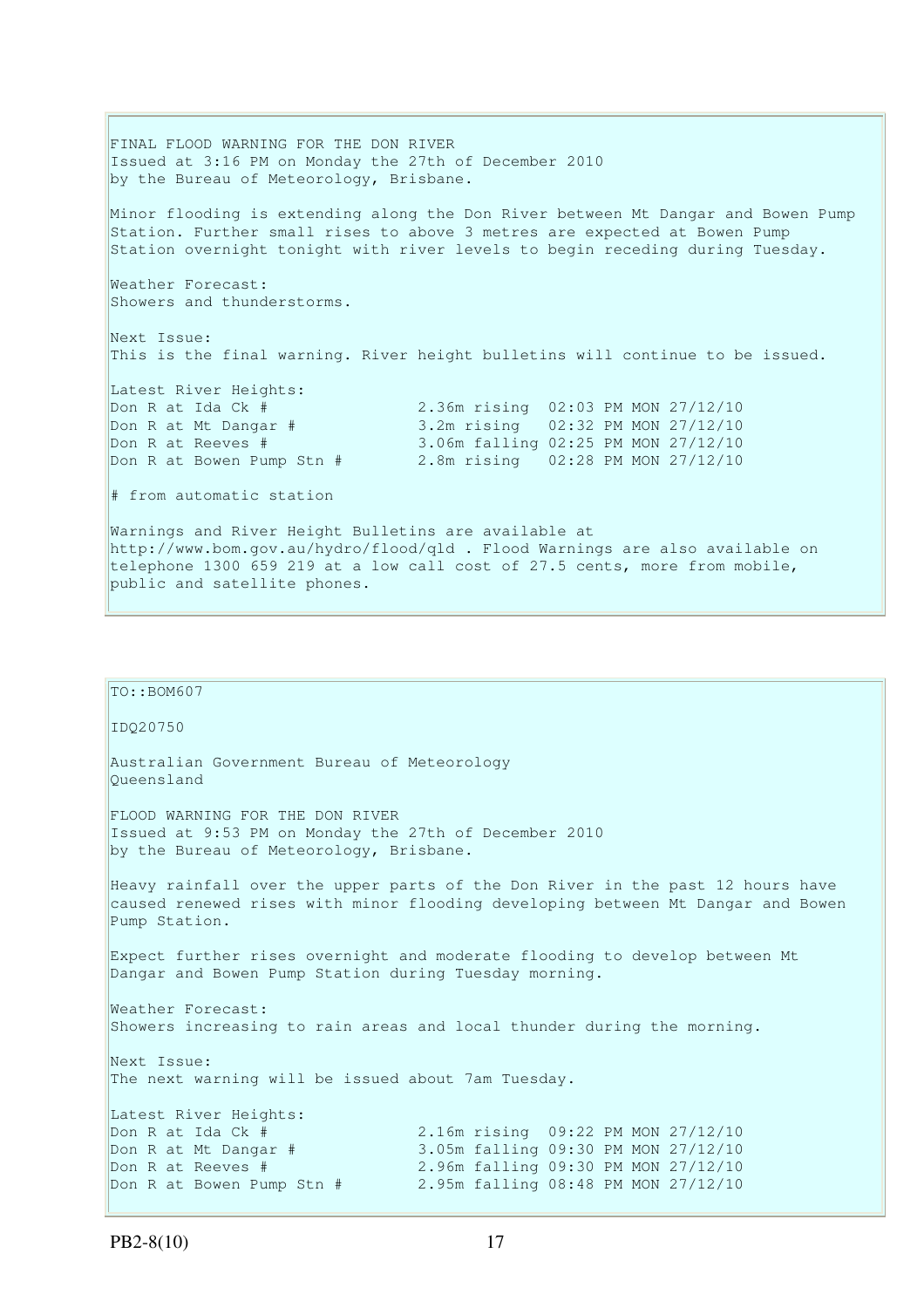FINAL FLOOD WARNING FOR THE DON RIVER
Issued at 3:16 PM on Monday the 27th of December 2010
by the Bureau of Meteorology, Brisbane.

Minor flooding is extending along the Don River between Mt Dangar and Bowen Pump Station. Further small rises to above 3 metres are expected at Bowen Pump Station overnight tonight with river levels to begin receding during Tuesday.

Weather Forecast:
Showers and thunderstorms.

Next Issue:
This is the final warning. River height bulletins will continue to be issued.

Latest River Heights:

```
Don R at Ida Ck #               2.36m rising  02:03 PM MON 27/12/10
Don R at Mt Dangar #            3.2m rising   02:32 PM MON 27/12/10
Don R at Reeves #               3.06m falling 02:25 PM MON 27/12/10
Don R at Bowen Pump Stn #       2.8m rising   02:28 PM MON 27/12/10
```

# from automatic station

Warnings and River Height Bulletins are available at http://www.bom.gov.au/hydro/flood/qld . Flood Warnings are also available on telephone 1300 659 219 at a low call cost of 27.5 cents, more from mobile, public and satellite phones.

---

TO::BOM607

IDQ20750

Australian Government Bureau of Meteorology
Queensland

FLOOD WARNING FOR THE DON RIVER
Issued at 9:53 PM on Monday the 27th of December 2010
by the Bureau of Meteorology, Brisbane.

Heavy rainfall over the upper parts of the Don River in the past 12 hours have caused renewed rises with minor flooding developing between Mt Dangar and Bowen Pump Station.

Expect further rises overnight and moderate flooding to develop between Mt Dangar and Bowen Pump Station during Tuesday morning.

Weather Forecast:
Showers increasing to rain areas and local thunder during the morning.

Next Issue:
The next warning will be issued about 7am Tuesday.

Latest River Heights:

```
Don R at Ida Ck #               2.16m rising  09:22 PM MON 27/12/10
Don R at Mt Dangar #            3.05m falling 09:30 PM MON 27/12/10
Don R at Reeves #               2.96m falling 09:30 PM MON 27/12/10
Don R at Bowen Pump Stn #       2.95m falling 08:48 PM MON 27/12/10
```

PB2-8(10)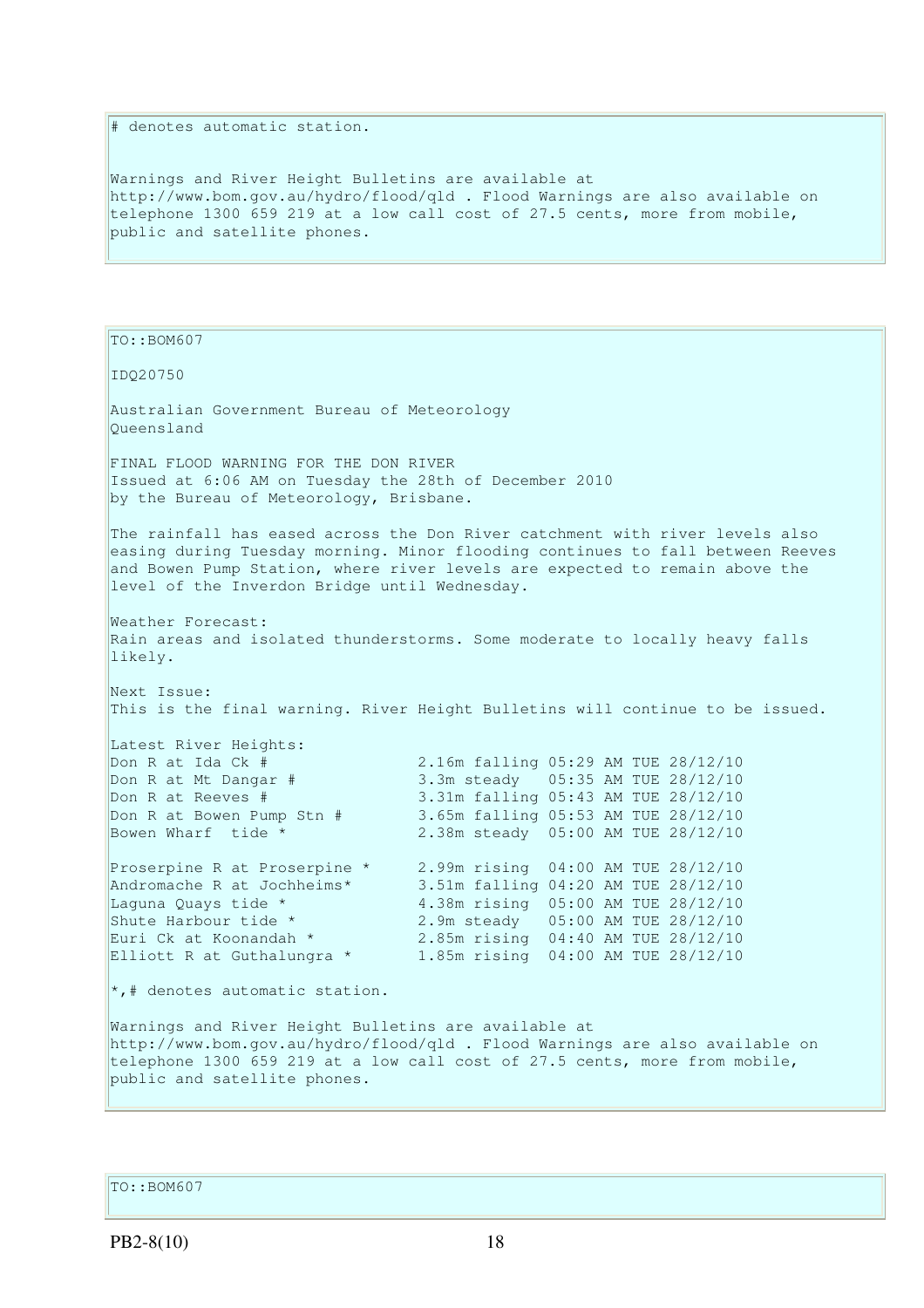# denotes automatic station.

Warnings and River Height Bulletins are available at http://www.bom.gov.au/hydro/flood/qld . Flood Warnings are also available on telephone 1300 659 219 at a low call cost of 27.5 cents, more from mobile, public and satellite phones.

TO::BOM607

IDQ20750

Australian Government Bureau of Meteorology
Queensland

FINAL FLOOD WARNING FOR THE DON RIVER
Issued at 6:06 AM on Tuesday the 28th of December 2010
by the Bureau of Meteorology, Brisbane.

The rainfall has eased across the Don River catchment with river levels also easing during Tuesday morning. Minor flooding continues to fall between Reeves and Bowen Pump Station, where river levels are expected to remain above the level of the Inverdon Bridge until Wednesday.

Weather Forecast:
Rain areas and isolated thunderstorms. Some moderate to locally heavy falls likely.

Next Issue:
This is the final warning. River Height Bulletins will continue to be issued.

Latest River Heights:

```
Don R at Ida Ck #                2.16m falling 05:29 AM TUE 28/12/10
Don R at Mt Dangar #             3.3m steady   05:35 AM TUE 28/12/10
Don R at Reeves #                3.31m falling 05:43 AM TUE 28/12/10
Don R at Bowen Pump Stn #        3.65m falling 05:53 AM TUE 28/12/10
Bowen Wharf  tide *              2.38m steady  05:00 AM TUE 28/12/10

Proserpine R at Proserpine *     2.99m rising  04:00 AM TUE 28/12/10
Andromache R at Jochheims*       3.51m falling 04:20 AM TUE 28/12/10
Laguna Quays tide *              4.38m rising  05:00 AM TUE 28/12/10
Shute Harbour tide *             2.9m steady   05:00 AM TUE 28/12/10
Euri Ck at Koonandah *           2.85m rising  04:40 AM TUE 28/12/10
Elliott R at Guthalungra *       1.85m rising  04:00 AM TUE 28/12/10
```

*,# denotes automatic station.

Warnings and River Height Bulletins are available at http://www.bom.gov.au/hydro/flood/qld . Flood Warnings are also available on telephone 1300 659 219 at a low call cost of 27.5 cents, more from mobile, public and satellite phones.

TO::BOM607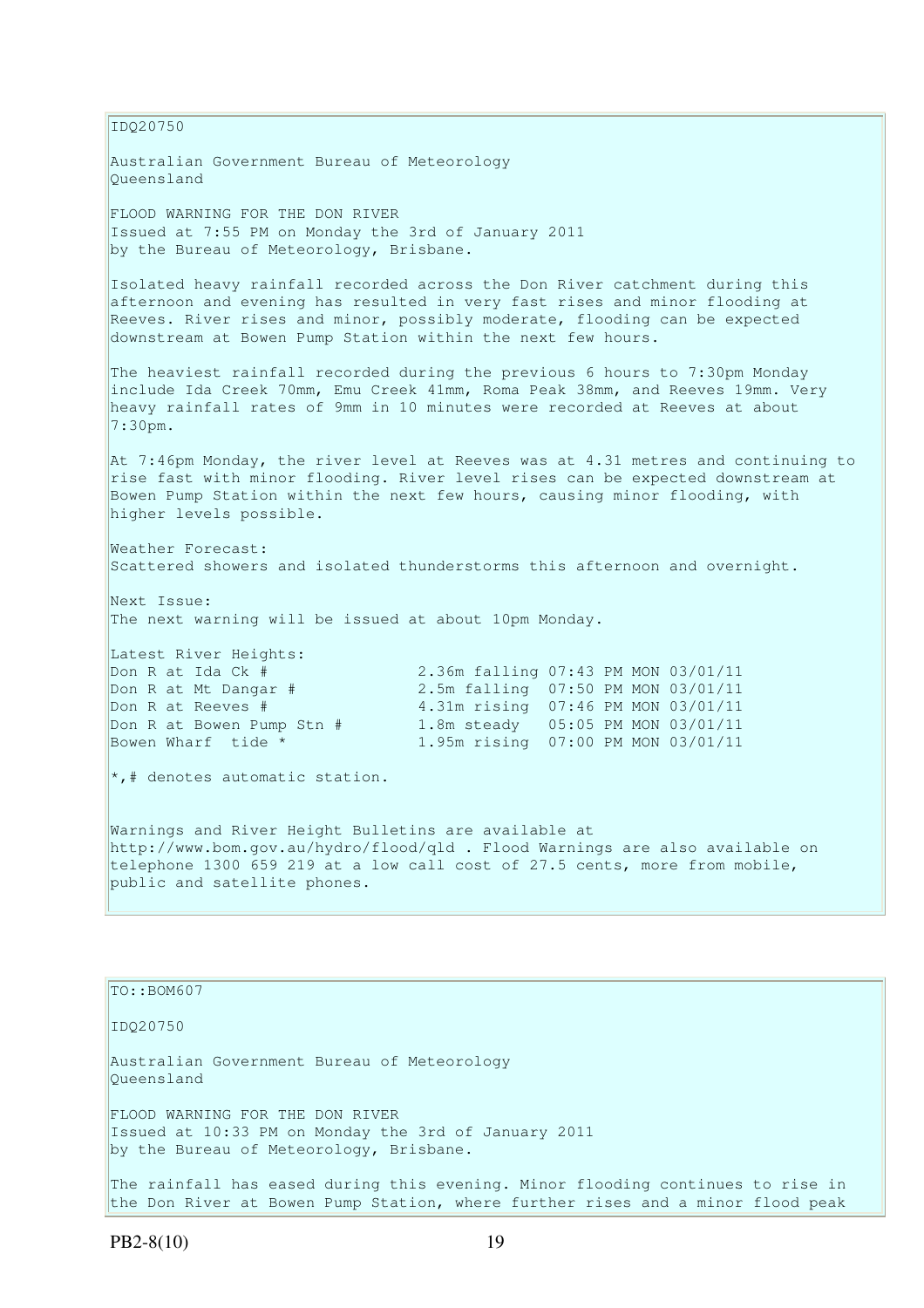IDQ20750

Australian Government Bureau of Meteorology
Queensland

FLOOD WARNING FOR THE DON RIVER
Issued at 7:55 PM on Monday the 3rd of January 2011
by the Bureau of Meteorology, Brisbane.

Isolated heavy rainfall recorded across the Don River catchment during this afternoon and evening has resulted in very fast rises and minor flooding at Reeves. River rises and minor, possibly moderate, flooding can be expected downstream at Bowen Pump Station within the next few hours.

The heaviest rainfall recorded during the previous 6 hours to 7:30pm Monday include Ida Creek 70mm, Emu Creek 41mm, Roma Peak 38mm, and Reeves 19mm. Very heavy rainfall rates of 9mm in 10 minutes were recorded at Reeves at about 7:30pm.

At 7:46pm Monday, the river level at Reeves was at 4.31 metres and continuing to rise fast with minor flooding. River level rises can be expected downstream at Bowen Pump Station within the next few hours, causing minor flooding, with higher levels possible.

Weather Forecast:
Scattered showers and isolated thunderstorms this afternoon and overnight.

Next Issue:
The next warning will be issued at about 10pm Monday.

Latest River Heights:

```
Don R at Ida Ck #                2.36m falling 07:43 PM MON 03/01/11
Don R at Mt Dangar #             2.5m falling  07:50 PM MON 03/01/11
Don R at Reeves #                4.31m rising  07:46 PM MON 03/01/11
Don R at Bowen Pump Stn #        1.8m steady   05:05 PM MON 03/01/11
Bowen Wharf  tide *              1.95m rising  07:00 PM MON 03/01/11
```

*,# denotes automatic station.

Warnings and River Height Bulletins are available at http://www.bom.gov.au/hydro/flood/qld . Flood Warnings are also available on telephone 1300 659 219 at a low call cost of 27.5 cents, more from mobile, public and satellite phones.

TO::BOM607

IDQ20750

Australian Government Bureau of Meteorology
Queensland

FLOOD WARNING FOR THE DON RIVER
Issued at 10:33 PM on Monday the 3rd of January 2011
by the Bureau of Meteorology, Brisbane.

The rainfall has eased during this evening. Minor flooding continues to rise in the Don River at Bowen Pump Station, where further rises and a minor flood peak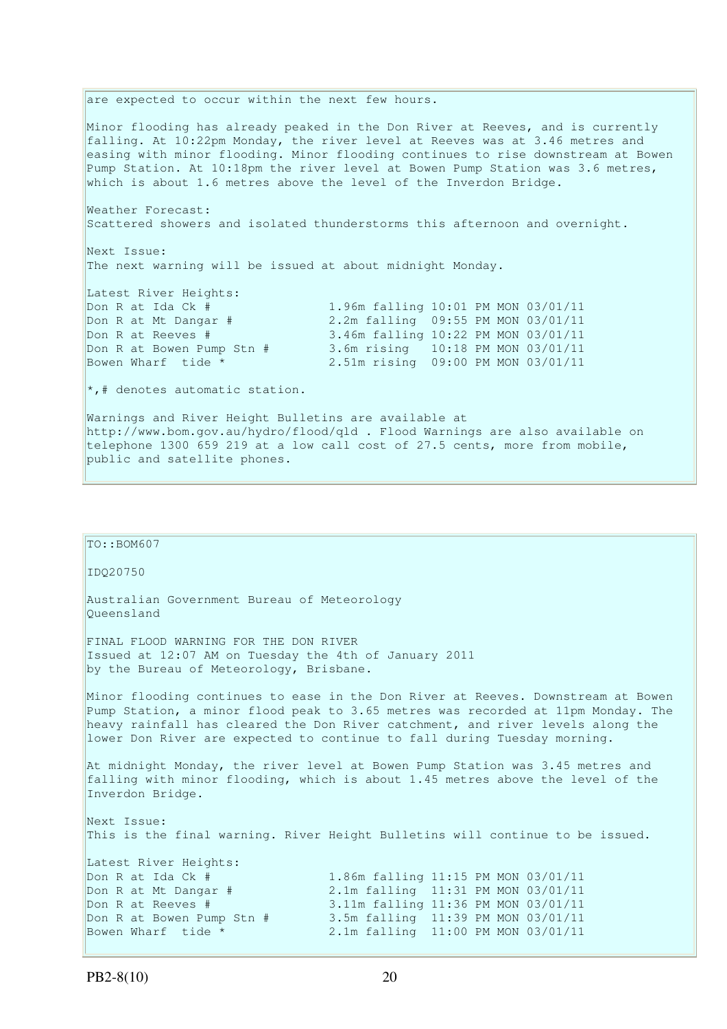are expected to occur within the next few hours.

Minor flooding has already peaked in the Don River at Reeves, and is currently falling. At 10:22pm Monday, the river level at Reeves was at 3.46 metres and easing with minor flooding. Minor flooding continues to rise downstream at Bowen Pump Station. At 10:18pm the river level at Bowen Pump Station was 3.6 metres, which is about 1.6 metres above the level of the Inverdon Bridge.

Weather Forecast:
Scattered showers and isolated thunderstorms this afternoon and overnight.

Next Issue:
The next warning will be issued at about midnight Monday.

Latest River Heights:

```
Don R at Ida Ck #              1.96m falling 10:01 PM MON 03/01/11
Don R at Mt Dangar #           2.2m falling  09:55 PM MON 03/01/11
Don R at Reeves #              3.46m falling 10:22 PM MON 03/01/11
Don R at Bowen Pump Stn #      3.6m rising   10:18 PM MON 03/01/11
Bowen Wharf  tide *            2.51m rising  09:00 PM MON 03/01/11
```

*,# denotes automatic station.

Warnings and River Height Bulletins are available at http://www.bom.gov.au/hydro/flood/qld . Flood Warnings are also available on telephone 1300 659 219 at a low call cost of 27.5 cents, more from mobile, public and satellite phones.

---

TO::BOM607

IDQ20750

Australian Government Bureau of Meteorology
Queensland

FINAL FLOOD WARNING FOR THE DON RIVER
Issued at 12:07 AM on Tuesday the 4th of January 2011
by the Bureau of Meteorology, Brisbane.

Minor flooding continues to ease in the Don River at Reeves. Downstream at Bowen Pump Station, a minor flood peak to 3.65 metres was recorded at 11pm Monday. The heavy rainfall has cleared the Don River catchment, and river levels along the lower Don River are expected to continue to fall during Tuesday morning.

At midnight Monday, the river level at Bowen Pump Station was 3.45 metres and falling with minor flooding, which is about 1.45 metres above the level of the Inverdon Bridge.

Next Issue:
This is the final warning. River Height Bulletins will continue to be issued.

Latest River Heights:

```
Don R at Ida Ck #              1.86m falling 11:15 PM MON 03/01/11
Don R at Mt Dangar #           2.1m falling  11:31 PM MON 03/01/11
Don R at Reeves #              3.11m falling 11:36 PM MON 03/01/11
Don R at Bowen Pump Stn #      3.5m falling  11:39 PM MON 03/01/11
Bowen Wharf  tide *            2.1m falling  11:00 PM MON 03/01/11
```

PB2-8(10)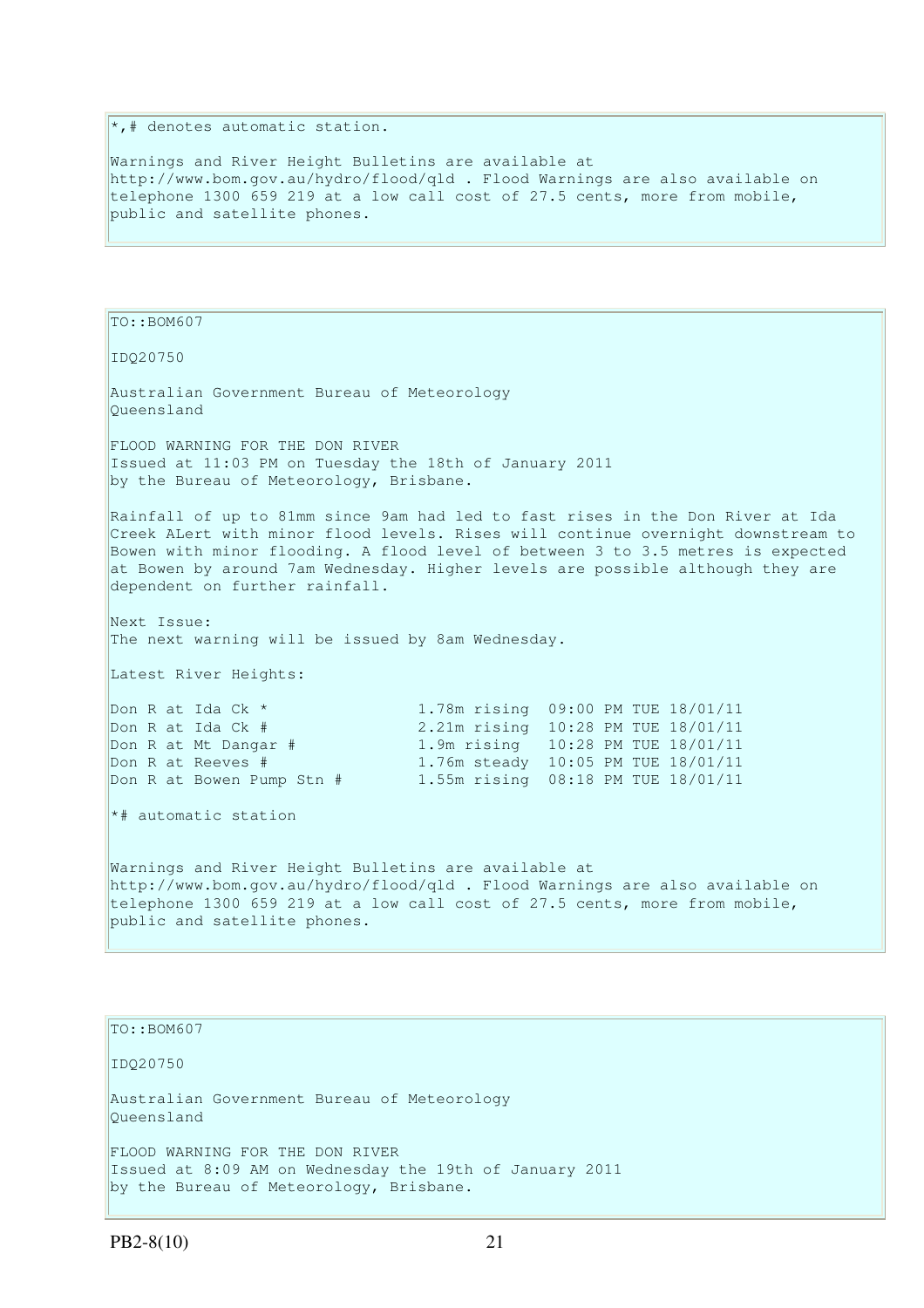*,# denotes automatic station.

Warnings and River Height Bulletins are available at http://www.bom.gov.au/hydro/flood/qld . Flood Warnings are also available on telephone 1300 659 219 at a low call cost of 27.5 cents, more from mobile, public and satellite phones.

TO::BOM607

IDQ20750

Australian Government Bureau of Meteorology
Queensland

FLOOD WARNING FOR THE DON RIVER
Issued at 11:03 PM on Tuesday the 18th of January 2011
by the Bureau of Meteorology, Brisbane.

Rainfall of up to 81mm since 9am had led to fast rises in the Don River at Ida Creek ALert with minor flood levels. Rises will continue overnight downstream to Bowen with minor flooding. A flood level of between 3 to 3.5 metres is expected at Bowen by around 7am Wednesday. Higher levels are possible although they are dependent on further rainfall.

Next Issue:
The next warning will be issued by 8am Wednesday.

Latest River Heights:

```
Don R at Ida Ck *                1.78m rising  09:00 PM TUE 18/01/11
Don R at Ida Ck #                2.21m rising  10:28 PM TUE 18/01/11
Don R at Mt Dangar #             1.9m rising   10:28 PM TUE 18/01/11
Don R at Reeves #                1.76m steady  10:05 PM TUE 18/01/11
Don R at Bowen Pump Stn #        1.55m rising  08:18 PM TUE 18/01/11
```

*# automatic station

Warnings and River Height Bulletins are available at http://www.bom.gov.au/hydro/flood/qld . Flood Warnings are also available on telephone 1300 659 219 at a low call cost of 27.5 cents, more from mobile, public and satellite phones.

TO::BOM607

IDQ20750

Australian Government Bureau of Meteorology
Queensland

FLOOD WARNING FOR THE DON RIVER
Issued at 8:09 AM on Wednesday the 19th of January 2011
by the Bureau of Meteorology, Brisbane.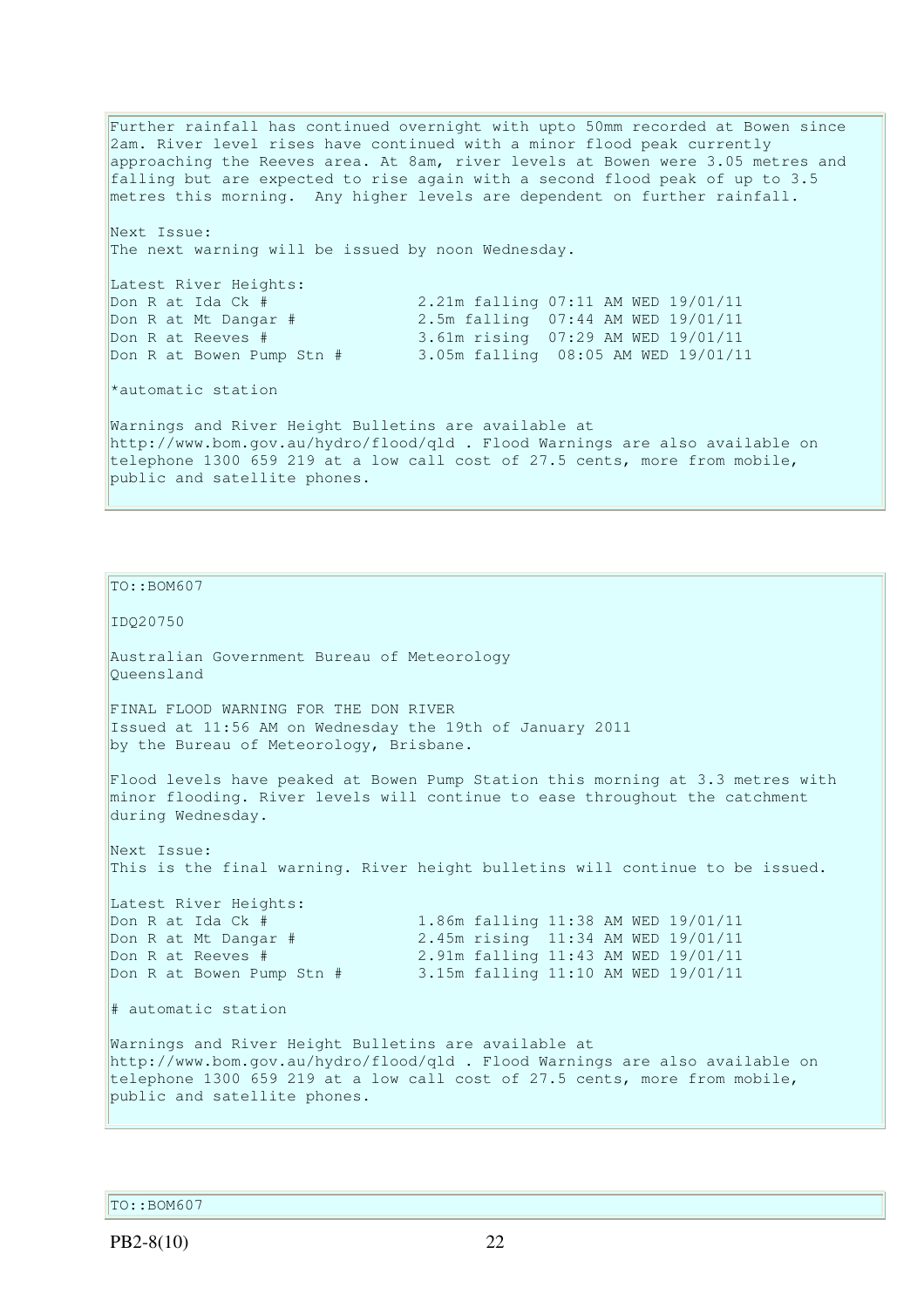Further rainfall has continued overnight with upto 50mm recorded at Bowen since 2am. River level rises have continued with a minor flood peak currently approaching the Reeves area. At 8am, river levels at Bowen were 3.05 metres and falling but are expected to rise again with a second flood peak of up to 3.5 metres this morning. Any higher levels are dependent on further rainfall.

Next Issue:
The next warning will be issued by noon Wednesday.

Latest River Heights:

```
Don R at Ida Ck #                2.21m falling 07:11 AM WED 19/01/11
Don R at Mt Dangar #             2.5m falling  07:44 AM WED 19/01/11
Don R at Reeves #                3.61m rising  07:29 AM WED 19/01/11
Don R at Bowen Pump Stn #        3.05m falling  08:05 AM WED 19/01/11
```

*automatic station

Warnings and River Height Bulletins are available at http://www.bom.gov.au/hydro/flood/qld . Flood Warnings are also available on telephone 1300 659 219 at a low call cost of 27.5 cents, more from mobile, public and satellite phones.

---

TO::BOM607

IDQ20750

Australian Government Bureau of Meteorology
Queensland

FINAL FLOOD WARNING FOR THE DON RIVER
Issued at 11:56 AM on Wednesday the 19th of January 2011
by the Bureau of Meteorology, Brisbane.

Flood levels have peaked at Bowen Pump Station this morning at 3.3 metres with minor flooding. River levels will continue to ease throughout the catchment during Wednesday.

Next Issue:
This is the final warning. River height bulletins will continue to be issued.

Latest River Heights:

```
Don R at Ida Ck #                1.86m falling 11:38 AM WED 19/01/11
Don R at Mt Dangar #             2.45m rising  11:34 AM WED 19/01/11
Don R at Reeves #                2.91m falling 11:43 AM WED 19/01/11
Don R at Bowen Pump Stn #        3.15m falling 11:10 AM WED 19/01/11
```

# automatic station

Warnings and River Height Bulletins are available at http://www.bom.gov.au/hydro/flood/qld . Flood Warnings are also available on telephone 1300 659 219 at a low call cost of 27.5 cents, more from mobile, public and satellite phones.

---

TO::BOM607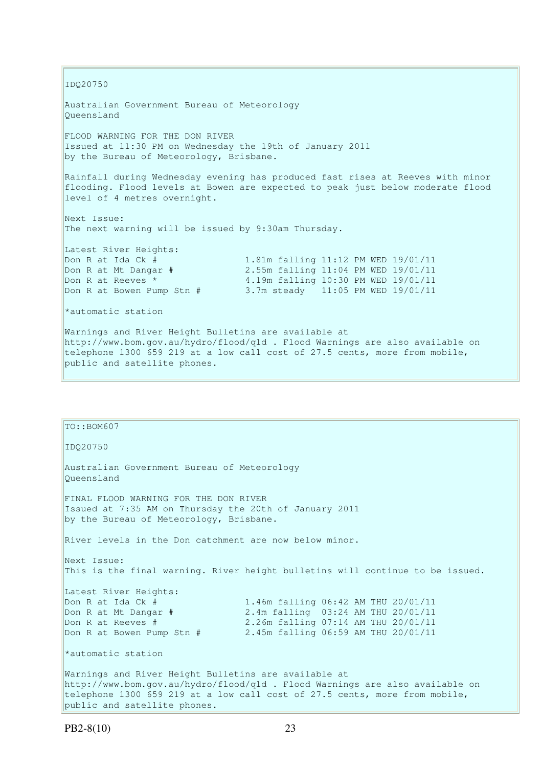IDQ20750

Australian Government Bureau of Meteorology
Queensland

FLOOD WARNING FOR THE DON RIVER
Issued at 11:30 PM on Wednesday the 19th of January 2011
by the Bureau of Meteorology, Brisbane.

Rainfall during Wednesday evening has produced fast rises at Reeves with minor flooding. Flood levels at Bowen are expected to peak just below moderate flood level of 4 metres overnight.

Next Issue:
The next warning will be issued by 9:30am Thursday.

Latest River Heights:

```
Don R at Ida Ck #              1.81m falling 11:12 PM WED 19/01/11
Don R at Mt Dangar #           2.55m falling 11:04 PM WED 19/01/11
Don R at Reeves *              4.19m falling 10:30 PM WED 19/01/11
Don R at Bowen Pump Stn #      3.7m steady   11:05 PM WED 19/01/11
```

*automatic station

Warnings and River Height Bulletins are available at http://www.bom.gov.au/hydro/flood/qld . Flood Warnings are also available on telephone 1300 659 219 at a low call cost of 27.5 cents, more from mobile, public and satellite phones.

TO::BOM607

IDQ20750

Australian Government Bureau of Meteorology
Queensland

FINAL FLOOD WARNING FOR THE DON RIVER
Issued at 7:35 AM on Thursday the 20th of January 2011
by the Bureau of Meteorology, Brisbane.

River levels in the Don catchment are now below minor.

Next Issue:
This is the final warning. River height bulletins will continue to be issued.

Latest River Heights:

```
Don R at Ida Ck #              1.46m falling 06:42 AM THU 20/01/11
Don R at Mt Dangar #           2.4m falling  03:24 AM THU 20/01/11
Don R at Reeves #              2.26m falling 07:14 AM THU 20/01/11
Don R at Bowen Pump Stn #      2.45m falling 06:59 AM THU 20/01/11
```

*automatic station

Warnings and River Height Bulletins are available at http://www.bom.gov.au/hydro/flood/qld . Flood Warnings are also available on telephone 1300 659 219 at a low call cost of 27.5 cents, more from mobile, public and satellite phones.

PB2-8(10)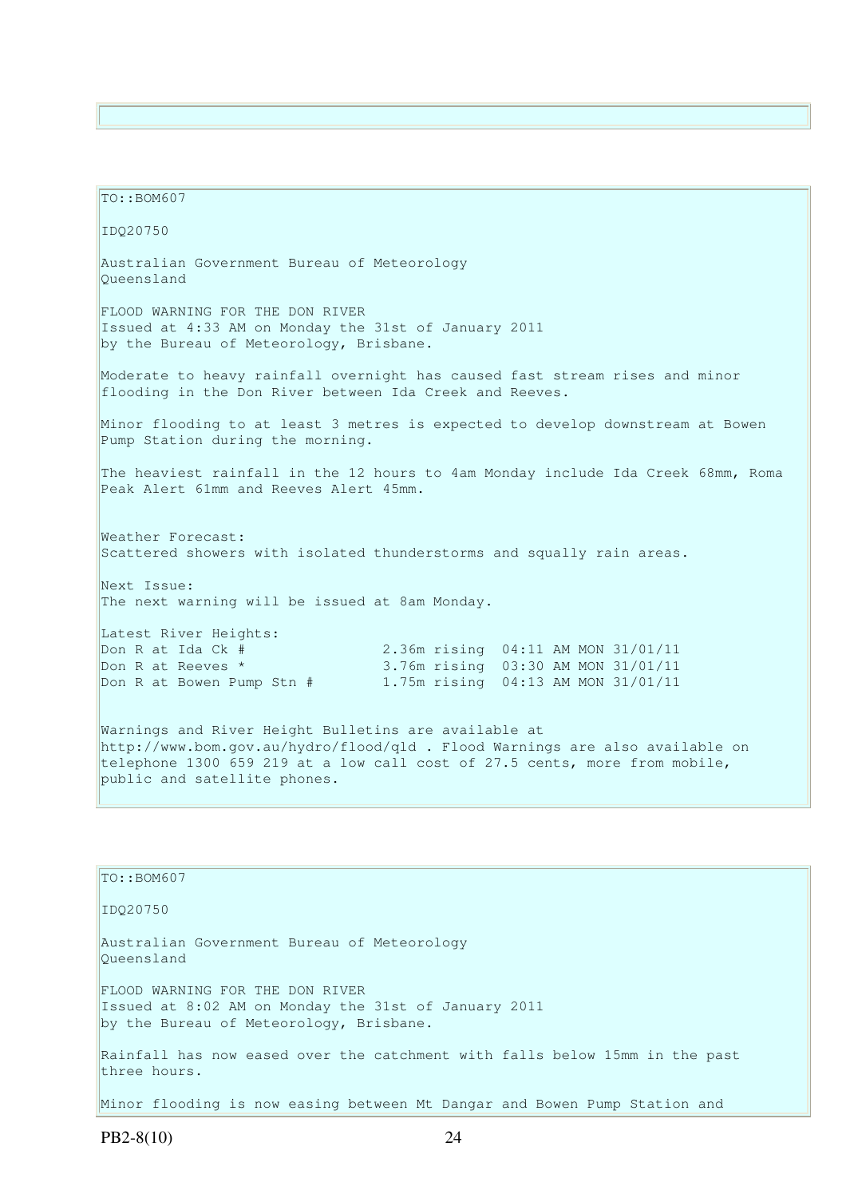TO::BOM607

IDQ20750

Australian Government Bureau of Meteorology
Queensland

FLOOD WARNING FOR THE DON RIVER
Issued at 4:33 AM on Monday the 31st of January 2011
by the Bureau of Meteorology, Brisbane.

Moderate to heavy rainfall overnight has caused fast stream rises and minor flooding in the Don River between Ida Creek and Reeves.

Minor flooding to at least 3 metres is expected to develop downstream at Bowen Pump Station during the morning.

The heaviest rainfall in the 12 hours to 4am Monday include Ida Creek 68mm, Roma Peak Alert 61mm and Reeves Alert 45mm.

Weather Forecast:
Scattered showers with isolated thunderstorms and squally rain areas.

Next Issue:
The next warning will be issued at 8am Monday.

Latest River Heights:

```
Don R at Ida Ck #               2.36m rising  04:11 AM MON 31/01/11
Don R at Reeves *               3.76m rising  03:30 AM MON 31/01/11
Don R at Bowen Pump Stn #       1.75m rising  04:13 AM MON 31/01/11
```

Warnings and River Height Bulletins are available at http://www.bom.gov.au/hydro/flood/qld . Flood Warnings are also available on telephone 1300 659 219 at a low call cost of 27.5 cents, more from mobile, public and satellite phones.

TO::BOM607

IDQ20750

Australian Government Bureau of Meteorology
Queensland

FLOOD WARNING FOR THE DON RIVER
Issued at 8:02 AM on Monday the 31st of January 2011
by the Bureau of Meteorology, Brisbane.

Rainfall has now eased over the catchment with falls below 15mm in the past three hours.

Minor flooding is now easing between Mt Dangar and Bowen Pump Station and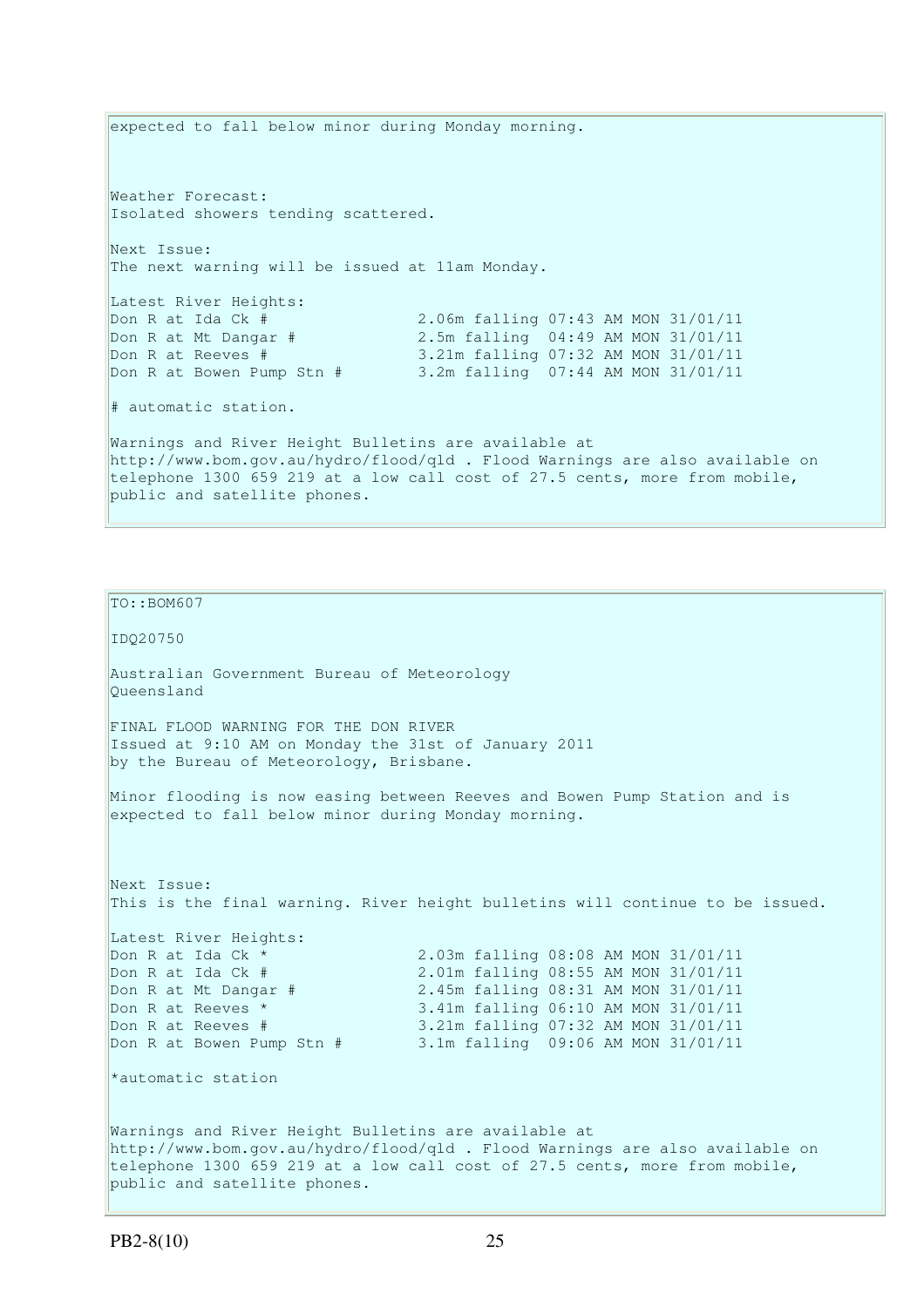expected to fall below minor during Monday morning.

Weather Forecast:
Isolated showers tending scattered.

Next Issue:
The next warning will be issued at 11am Monday.

Latest River Heights:

```
Don R at Ida Ck #                2.06m falling 07:43 AM MON 31/01/11
Don R at Mt Dangar #             2.5m falling  04:49 AM MON 31/01/11
Don R at Reeves #                3.21m falling 07:32 AM MON 31/01/11
Don R at Bowen Pump Stn #        3.2m falling  07:44 AM MON 31/01/11
```

# automatic station.

Warnings and River Height Bulletins are available at http://www.bom.gov.au/hydro/flood/qld . Flood Warnings are also available on telephone 1300 659 219 at a low call cost of 27.5 cents, more from mobile, public and satellite phones.

---

TO::BOM607

IDQ20750

Australian Government Bureau of Meteorology
Queensland

FINAL FLOOD WARNING FOR THE DON RIVER
Issued at 9:10 AM on Monday the 31st of January 2011
by the Bureau of Meteorology, Brisbane.

Minor flooding is now easing between Reeves and Bowen Pump Station and is expected to fall below minor during Monday morning.

Next Issue:
This is the final warning. River height bulletins will continue to be issued.

Latest River Heights:

```
Don R at Ida Ck *                2.03m falling 08:08 AM MON 31/01/11
Don R at Ida Ck #                2.01m falling 08:55 AM MON 31/01/11
Don R at Mt Dangar #             2.45m falling 08:31 AM MON 31/01/11
Don R at Reeves *                3.41m falling 06:10 AM MON 31/01/11
Don R at Reeves #                3.21m falling 07:32 AM MON 31/01/11
Don R at Bowen Pump Stn #        3.1m falling  09:06 AM MON 31/01/11
```

*automatic station

Warnings and River Height Bulletins are available at http://www.bom.gov.au/hydro/flood/qld . Flood Warnings are also available on telephone 1300 659 219 at a low call cost of 27.5 cents, more from mobile, public and satellite phones.

PB2-8(10)